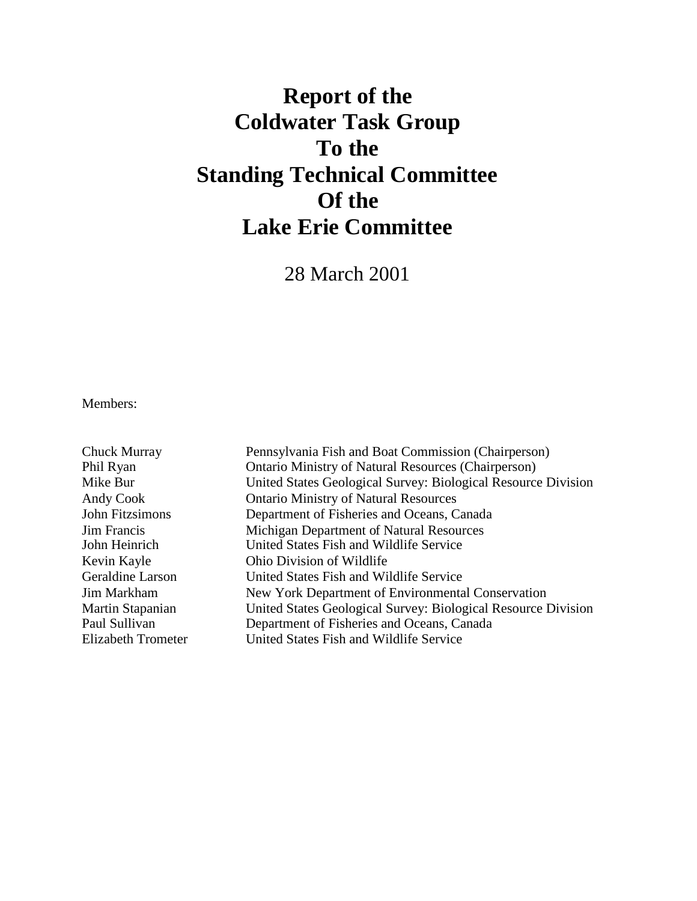# Report of the Coldwater Task Group To the Standing Technical Committee Of the Lake Erie Committee

28 March 2001

Members:

| | |
|---|---|
| Chuck Murray | Pennsylvania Fish and Boat Commission (Chairperson) |
| Phil Ryan | Ontario Ministry of Natural Resources (Chairperson) |
| Mike Bur | United States Geological Survey: Biological Resource Division |
| Andy Cook | Ontario Ministry of Natural Resources |
| John Fitzsimons | Department of Fisheries and Oceans, Canada |
| Jim Francis | Michigan Department of Natural Resources |
| John Heinrich | United States Fish and Wildlife Service |
| Kevin Kayle | Ohio Division of Wildlife |
| Geraldine Larson | United States Fish and Wildlife Service |
| Jim Markham | New York Department of Environmental Conservation |
| Martin Stapanian | United States Geological Survey: Biological Resource Division |
| Paul Sullivan | Department of Fisheries and Oceans, Canada |
| Elizabeth Trometer | United States Fish and Wildlife Service |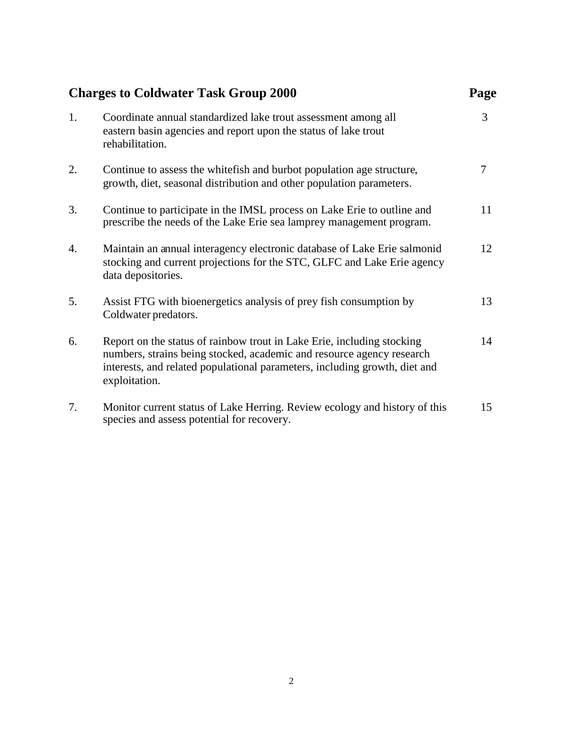## Charges to Coldwater Task Group 2000

| | Charge | Page |
|---|---|---|
| 1. | Coordinate annual standardized lake trout assessment among all eastern basin agencies and report upon the status of lake trout rehabilitation. | 3 |
| 2. | Continue to assess the whitefish and burbot population age structure, growth, diet, seasonal distribution and other population parameters. | 7 |
| 3. | Continue to participate in the IMSL process on Lake Erie to outline and prescribe the needs of the Lake Erie sea lamprey management program. | 11 |
| 4. | Maintain an annual interagency electronic database of Lake Erie salmonid stocking and current projections for the STC, GLFC and Lake Erie agency data depositories. | 12 |
| 5. | Assist FTG with bioenergetics analysis of prey fish consumption by Coldwater predators. | 13 |
| 6. | Report on the status of rainbow trout in Lake Erie, including stocking numbers, strains being stocked, academic and resource agency research interests, and related populational parameters, including growth, diet and exploitation. | 14 |
| 7. | Monitor current status of Lake Herring. Review ecology and history of this species and assess potential for recovery. | 15 |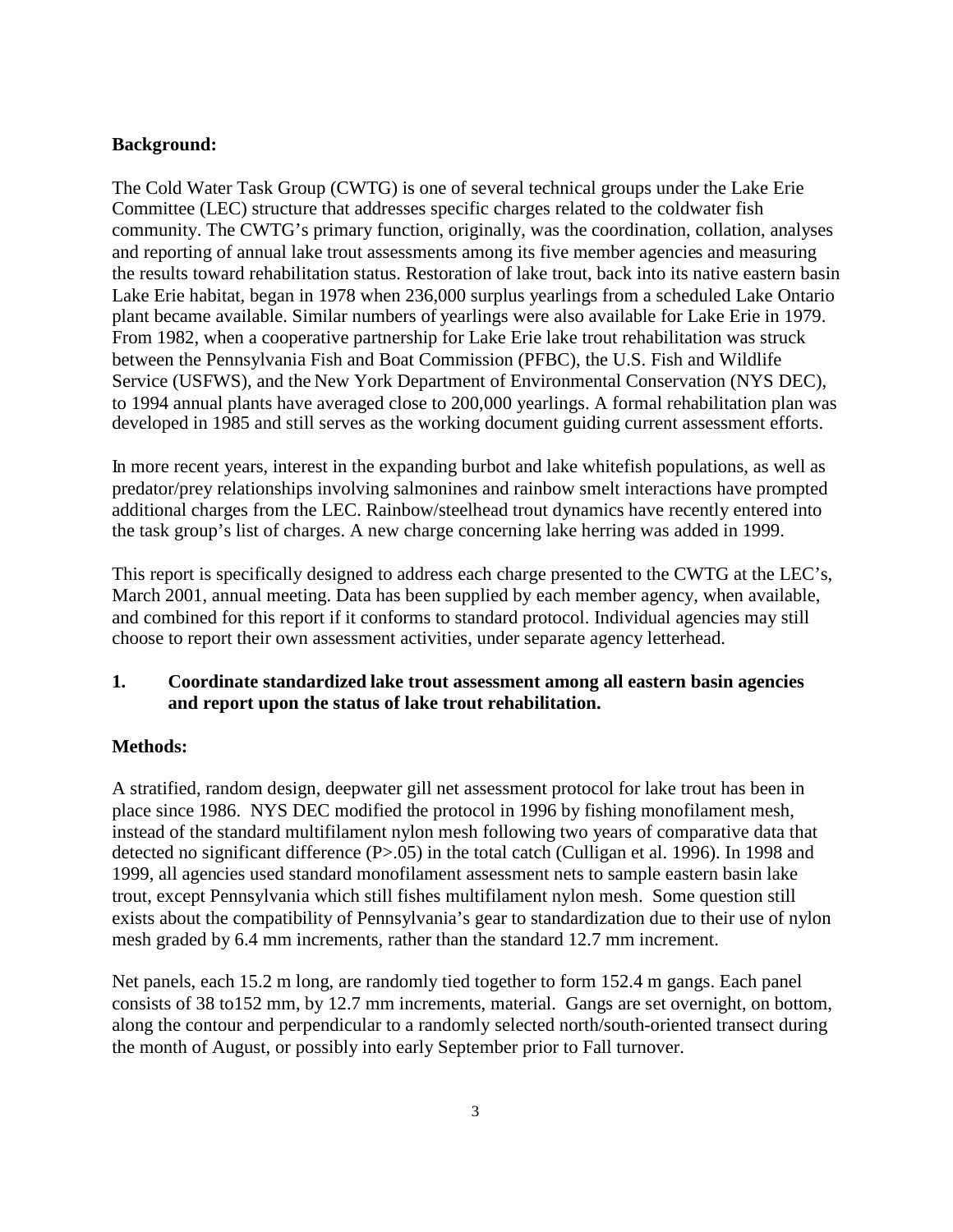**Background:**

The Cold Water Task Group (CWTG) is one of several technical groups under the Lake Erie Committee (LEC) structure that addresses specific charges related to the coldwater fish community. The CWTG's primary function, originally, was the coordination, collation, analyses and reporting of annual lake trout assessments among its five member agencies and measuring the results toward rehabilitation status. Restoration of lake trout, back into its native eastern basin Lake Erie habitat, began in 1978 when 236,000 surplus yearlings from a scheduled Lake Ontario plant became available. Similar numbers of yearlings were also available for Lake Erie in 1979. From 1982, when a cooperative partnership for Lake Erie lake trout rehabilitation was struck between the Pennsylvania Fish and Boat Commission (PFBC), the U.S. Fish and Wildlife Service (USFWS), and the New York Department of Environmental Conservation (NYS DEC), to 1994 annual plants have averaged close to 200,000 yearlings. A formal rehabilitation plan was developed in 1985 and still serves as the working document guiding current assessment efforts.

In more recent years, interest in the expanding burbot and lake whitefish populations, as well as predator/prey relationships involving salmonines and rainbow smelt interactions have prompted additional charges from the LEC. Rainbow/steelhead trout dynamics have recently entered into the task group's list of charges. A new charge concerning lake herring was added in 1999.

This report is specifically designed to address each charge presented to the CWTG at the LEC's, March 2001, annual meeting. Data has been supplied by each member agency, when available, and combined for this report if it conforms to standard protocol. Individual agencies may still choose to report their own assessment activities, under separate agency letterhead.

**1. Coordinate standardized lake trout assessment among all eastern basin agencies and report upon the status of lake trout rehabilitation.**

**Methods:**

A stratified, random design, deepwater gill net assessment protocol for lake trout has been in place since 1986. NYS DEC modified the protocol in 1996 by fishing monofilament mesh, instead of the standard multifilament nylon mesh following two years of comparative data that detected no significant difference (P>.05) in the total catch (Culligan et al. 1996). In 1998 and 1999, all agencies used standard monofilament assessment nets to sample eastern basin lake trout, except Pennsylvania which still fishes multifilament nylon mesh. Some question still exists about the compatibility of Pennsylvania's gear to standardization due to their use of nylon mesh graded by 6.4 mm increments, rather than the standard 12.7 mm increment.

Net panels, each 15.2 m long, are randomly tied together to form 152.4 m gangs. Each panel consists of 38 to152 mm, by 12.7 mm increments, material. Gangs are set overnight, on bottom, along the contour and perpendicular to a randomly selected north/south-oriented transect during the month of August, or possibly into early September prior to Fall turnover.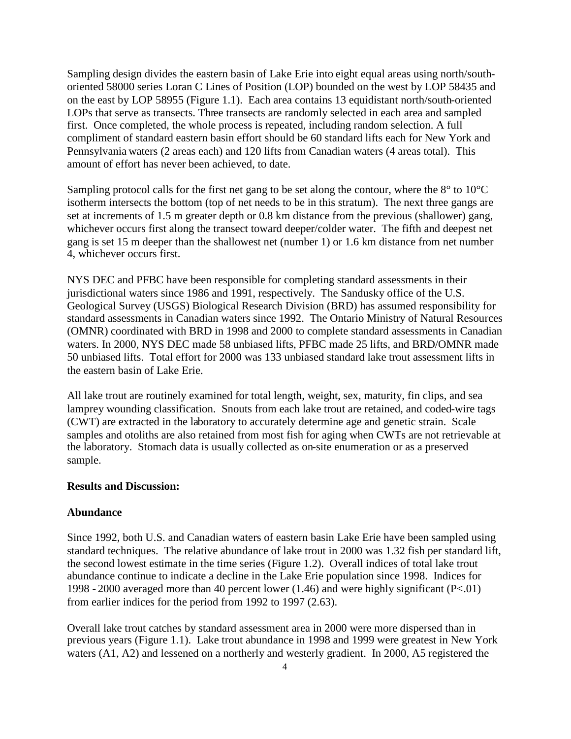Sampling design divides the eastern basin of Lake Erie into eight equal areas using north/south-oriented 58000 series Loran C Lines of Position (LOP) bounded on the west by LOP 58435 and on the east by LOP 58955 (Figure 1.1). Each area contains 13 equidistant north/south-oriented LOPs that serve as transects. Three transects are randomly selected in each area and sampled first. Once completed, the whole process is repeated, including random selection. A full compliment of standard eastern basin effort should be 60 standard lifts each for New York and Pennsylvania waters (2 areas each) and 120 lifts from Canadian waters (4 areas total). This amount of effort has never been achieved, to date.

Sampling protocol calls for the first net gang to be set along the contour, where the 8° to 10°C isotherm intersects the bottom (top of net needs to be in this stratum). The next three gangs are set at increments of 1.5 m greater depth or 0.8 km distance from the previous (shallower) gang, whichever occurs first along the transect toward deeper/colder water. The fifth and deepest net gang is set 15 m deeper than the shallowest net (number 1) or 1.6 km distance from net number 4, whichever occurs first.

NYS DEC and PFBC have been responsible for completing standard assessments in their jurisdictional waters since 1986 and 1991, respectively. The Sandusky office of the U.S. Geological Survey (USGS) Biological Research Division (BRD) has assumed responsibility for standard assessments in Canadian waters since 1992. The Ontario Ministry of Natural Resources (OMNR) coordinated with BRD in 1998 and 2000 to complete standard assessments in Canadian waters. In 2000, NYS DEC made 58 unbiased lifts, PFBC made 25 lifts, and BRD/OMNR made 50 unbiased lifts. Total effort for 2000 was 133 unbiased standard lake trout assessment lifts in the eastern basin of Lake Erie.

All lake trout are routinely examined for total length, weight, sex, maturity, fin clips, and sea lamprey wounding classification. Snouts from each lake trout are retained, and coded-wire tags (CWT) are extracted in the laboratory to accurately determine age and genetic strain. Scale samples and otoliths are also retained from most fish for aging when CWTs are not retrievable at the laboratory. Stomach data is usually collected as on-site enumeration or as a preserved sample.

**Results and Discussion:**

**Abundance**

Since 1992, both U.S. and Canadian waters of eastern basin Lake Erie have been sampled using standard techniques. The relative abundance of lake trout in 2000 was 1.32 fish per standard lift, the second lowest estimate in the time series (Figure 1.2). Overall indices of total lake trout abundance continue to indicate a decline in the Lake Erie population since 1998. Indices for 1998 - 2000 averaged more than 40 percent lower (1.46) and were highly significant ($P<.01$) from earlier indices for the period from 1992 to 1997 (2.63).

Overall lake trout catches by standard assessment area in 2000 were more dispersed than in previous years (Figure 1.1). Lake trout abundance in 1998 and 1999 were greatest in New York waters (A1, A2) and lessened on a northerly and westerly gradient. In 2000, A5 registered the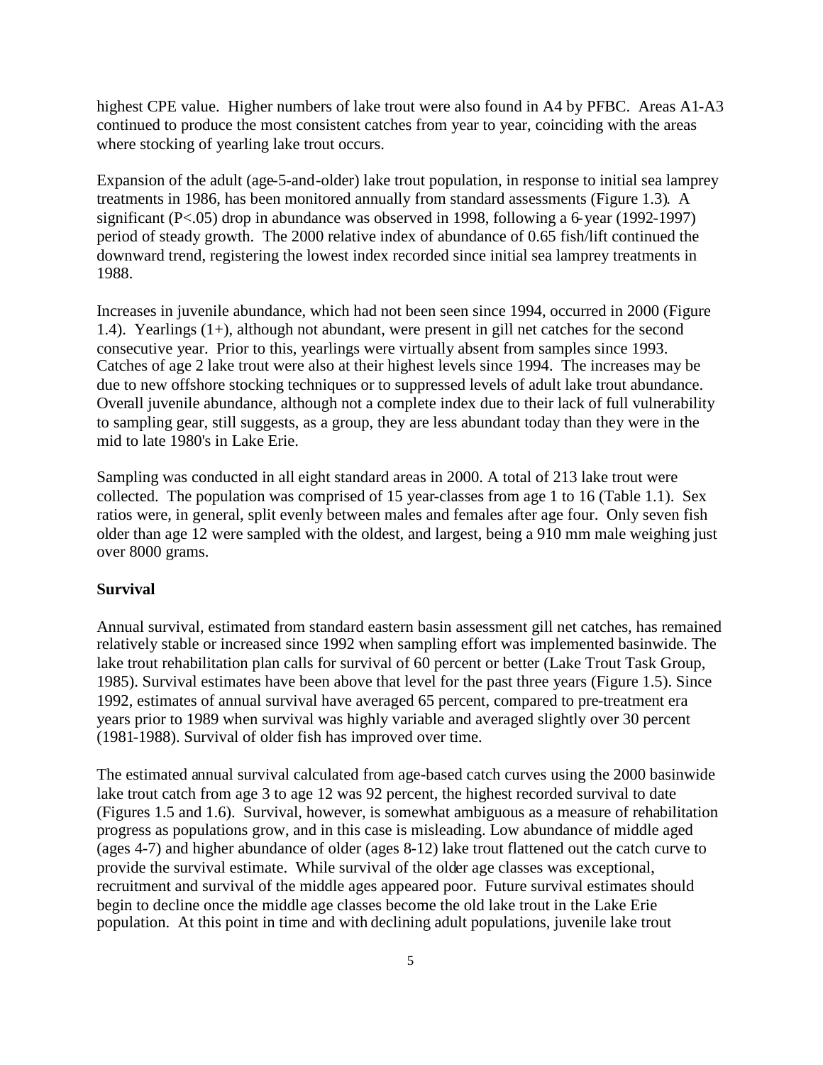highest CPE value. Higher numbers of lake trout were also found in A4 by PFBC. Areas A1-A3 continued to produce the most consistent catches from year to year, coinciding with the areas where stocking of yearling lake trout occurs.

Expansion of the adult (age-5-and-older) lake trout population, in response to initial sea lamprey treatments in 1986, has been monitored annually from standard assessments (Figure 1.3). A significant ($P<.05$) drop in abundance was observed in 1998, following a 6-year (1992-1997) period of steady growth. The 2000 relative index of abundance of 0.65 fish/lift continued the downward trend, registering the lowest index recorded since initial sea lamprey treatments in 1988.

Increases in juvenile abundance, which had not been seen since 1994, occurred in 2000 (Figure 1.4). Yearlings (1+), although not abundant, were present in gill net catches for the second consecutive year. Prior to this, yearlings were virtually absent from samples since 1993. Catches of age 2 lake trout were also at their highest levels since 1994. The increases may be due to new offshore stocking techniques or to suppressed levels of adult lake trout abundance. Overall juvenile abundance, although not a complete index due to their lack of full vulnerability to sampling gear, still suggests, as a group, they are less abundant today than they were in the mid to late 1980's in Lake Erie.

Sampling was conducted in all eight standard areas in 2000. A total of 213 lake trout were collected. The population was comprised of 15 year-classes from age 1 to 16 (Table 1.1). Sex ratios were, in general, split evenly between males and females after age four. Only seven fish older than age 12 were sampled with the oldest, and largest, being a 910 mm male weighing just over 8000 grams.

**Survival**

Annual survival, estimated from standard eastern basin assessment gill net catches, has remained relatively stable or increased since 1992 when sampling effort was implemented basinwide. The lake trout rehabilitation plan calls for survival of 60 percent or better (Lake Trout Task Group, 1985). Survival estimates have been above that level for the past three years (Figure 1.5). Since 1992, estimates of annual survival have averaged 65 percent, compared to pre-treatment era years prior to 1989 when survival was highly variable and averaged slightly over 30 percent (1981-1988). Survival of older fish has improved over time.

The estimated annual survival calculated from age-based catch curves using the 2000 basinwide lake trout catch from age 3 to age 12 was 92 percent, the highest recorded survival to date (Figures 1.5 and 1.6). Survival, however, is somewhat ambiguous as a measure of rehabilitation progress as populations grow, and in this case is misleading. Low abundance of middle aged (ages 4-7) and higher abundance of older (ages 8-12) lake trout flattened out the catch curve to provide the survival estimate. While survival of the older age classes was exceptional, recruitment and survival of the middle ages appeared poor. Future survival estimates should begin to decline once the middle age classes become the old lake trout in the Lake Erie population. At this point in time and with declining adult populations, juvenile lake trout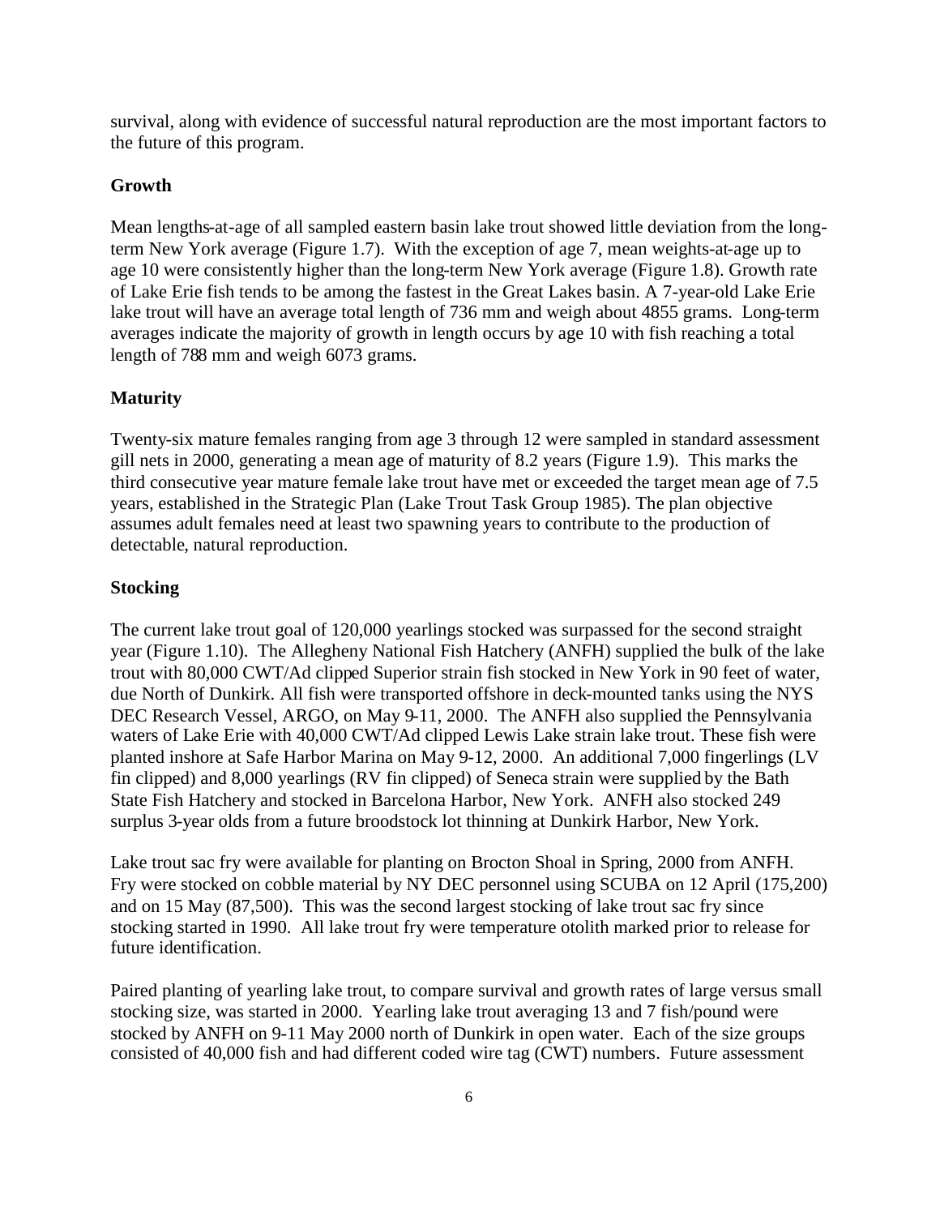survival, along with evidence of successful natural reproduction are the most important factors to the future of this program.

## Growth

Mean lengths-at-age of all sampled eastern basin lake trout showed little deviation from the long-term New York average (Figure 1.7). With the exception of age 7, mean weights-at-age up to age 10 were consistently higher than the long-term New York average (Figure 1.8). Growth rate of Lake Erie fish tends to be among the fastest in the Great Lakes basin. A 7-year-old Lake Erie lake trout will have an average total length of 736 mm and weigh about 4855 grams. Long-term averages indicate the majority of growth in length occurs by age 10 with fish reaching a total length of 788 mm and weigh 6073 grams.

## Maturity

Twenty-six mature females ranging from age 3 through 12 were sampled in standard assessment gill nets in 2000, generating a mean age of maturity of 8.2 years (Figure 1.9). This marks the third consecutive year mature female lake trout have met or exceeded the target mean age of 7.5 years, established in the Strategic Plan (Lake Trout Task Group 1985). The plan objective assumes adult females need at least two spawning years to contribute to the production of detectable, natural reproduction.

## Stocking

The current lake trout goal of 120,000 yearlings stocked was surpassed for the second straight year (Figure 1.10). The Allegheny National Fish Hatchery (ANFH) supplied the bulk of the lake trout with 80,000 CWT/Ad clipped Superior strain fish stocked in New York in 90 feet of water, due North of Dunkirk. All fish were transported offshore in deck-mounted tanks using the NYS DEC Research Vessel, ARGO, on May 9-11, 2000. The ANFH also supplied the Pennsylvania waters of Lake Erie with 40,000 CWT/Ad clipped Lewis Lake strain lake trout. These fish were planted inshore at Safe Harbor Marina on May 9-12, 2000. An additional 7,000 fingerlings (LV fin clipped) and 8,000 yearlings (RV fin clipped) of Seneca strain were supplied by the Bath State Fish Hatchery and stocked in Barcelona Harbor, New York. ANFH also stocked 249 surplus 3-year olds from a future broodstock lot thinning at Dunkirk Harbor, New York.

Lake trout sac fry were available for planting on Brocton Shoal in Spring, 2000 from ANFH. Fry were stocked on cobble material by NY DEC personnel using SCUBA on 12 April (175,200) and on 15 May (87,500). This was the second largest stocking of lake trout sac fry since stocking started in 1990. All lake trout fry were temperature otolith marked prior to release for future identification.

Paired planting of yearling lake trout, to compare survival and growth rates of large versus small stocking size, was started in 2000. Yearling lake trout averaging 13 and 7 fish/pound were stocked by ANFH on 9-11 May 2000 north of Dunkirk in open water. Each of the size groups consisted of 40,000 fish and had different coded wire tag (CWT) numbers. Future assessment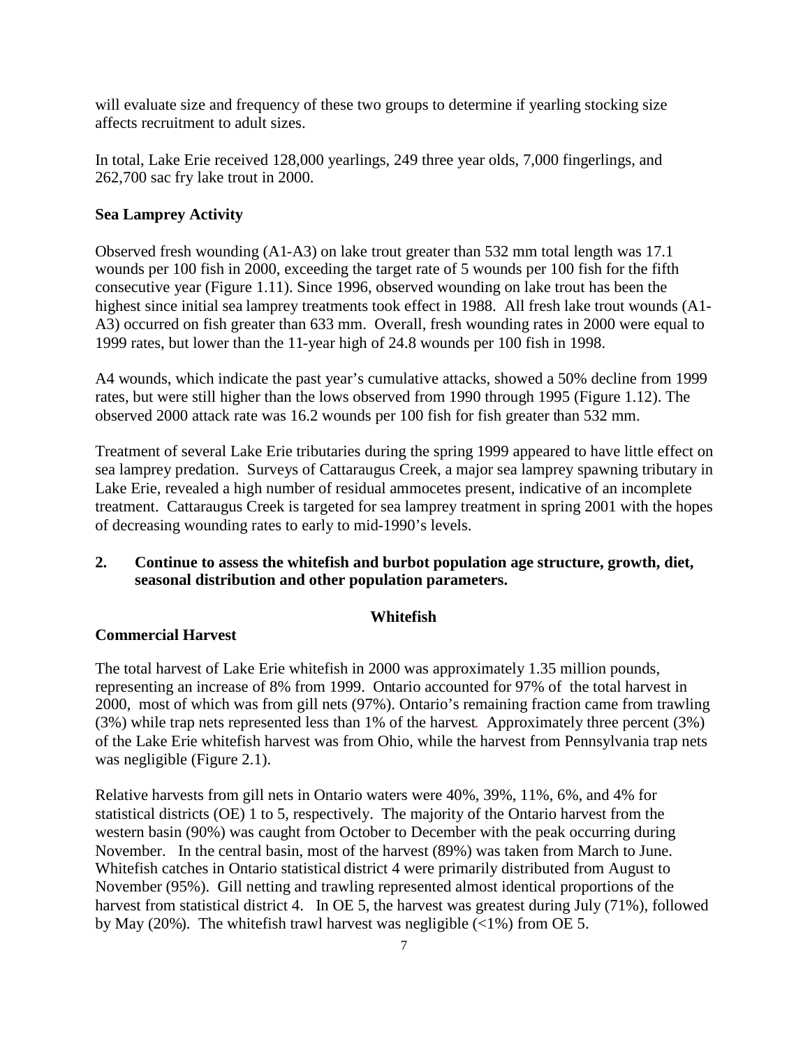will evaluate size and frequency of these two groups to determine if yearling stocking size affects recruitment to adult sizes.

In total, Lake Erie received 128,000 yearlings, 249 three year olds, 7,000 fingerlings, and 262,700 sac fry lake trout in 2000.

**Sea Lamprey Activity**

Observed fresh wounding (A1-A3) on lake trout greater than 532 mm total length was 17.1 wounds per 100 fish in 2000, exceeding the target rate of 5 wounds per 100 fish for the fifth consecutive year (Figure 1.11). Since 1996, observed wounding on lake trout has been the highest since initial sea lamprey treatments took effect in 1988. All fresh lake trout wounds (A1-A3) occurred on fish greater than 633 mm. Overall, fresh wounding rates in 2000 were equal to 1999 rates, but lower than the 11-year high of 24.8 wounds per 100 fish in 1998.

A4 wounds, which indicate the past year's cumulative attacks, showed a 50% decline from 1999 rates, but were still higher than the lows observed from 1990 through 1995 (Figure 1.12). The observed 2000 attack rate was 16.2 wounds per 100 fish for fish greater than 532 mm.

Treatment of several Lake Erie tributaries during the spring 1999 appeared to have little effect on sea lamprey predation. Surveys of Cattaraugus Creek, a major sea lamprey spawning tributary in Lake Erie, revealed a high number of residual ammocetes present, indicative of an incomplete treatment. Cattaraugus Creek is targeted for sea lamprey treatment in spring 2001 with the hopes of decreasing wounding rates to early to mid-1990's levels.

**2. Continue to assess the whitefish and burbot population age structure, growth, diet, seasonal distribution and other population parameters.**

**Whitefish**

**Commercial Harvest**

The total harvest of Lake Erie whitefish in 2000 was approximately 1.35 million pounds, representing an increase of 8% from 1999. Ontario accounted for 97% of the total harvest in 2000, most of which was from gill nets (97%). Ontario's remaining fraction came from trawling (3%) while trap nets represented less than 1% of the harvest. Approximately three percent (3%) of the Lake Erie whitefish harvest was from Ohio, while the harvest from Pennsylvania trap nets was negligible (Figure 2.1).

Relative harvests from gill nets in Ontario waters were 40%, 39%, 11%, 6%, and 4% for statistical districts (OE) 1 to 5, respectively. The majority of the Ontario harvest from the western basin (90%) was caught from October to December with the peak occurring during November. In the central basin, most of the harvest (89%) was taken from March to June. Whitefish catches in Ontario statistical district 4 were primarily distributed from August to November (95%). Gill netting and trawling represented almost identical proportions of the harvest from statistical district 4. In OE 5, the harvest was greatest during July (71%), followed by May (20%). The whitefish trawl harvest was negligible (<1%) from OE 5.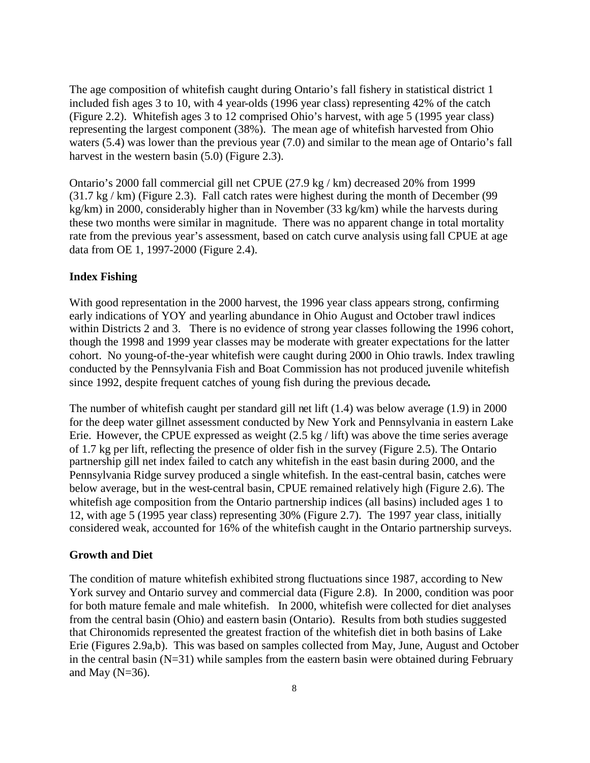The age composition of whitefish caught during Ontario's fall fishery in statistical district 1 included fish ages 3 to 10, with 4 year-olds (1996 year class) representing 42% of the catch (Figure 2.2). Whitefish ages 3 to 12 comprised Ohio's harvest, with age 5 (1995 year class) representing the largest component (38%). The mean age of whitefish harvested from Ohio waters (5.4) was lower than the previous year (7.0) and similar to the mean age of Ontario's fall harvest in the western basin (5.0) (Figure 2.3).

Ontario's 2000 fall commercial gill net CPUE (27.9 kg / km) decreased 20% from 1999 (31.7 kg / km) (Figure 2.3). Fall catch rates were highest during the month of December (99 kg/km) in 2000, considerably higher than in November (33 kg/km) while the harvests during these two months were similar in magnitude. There was no apparent change in total mortality rate from the previous year's assessment, based on catch curve analysis using fall CPUE at age data from OE 1, 1997-2000 (Figure 2.4).

## Index Fishing

With good representation in the 2000 harvest, the 1996 year class appears strong, confirming early indications of YOY and yearling abundance in Ohio August and October trawl indices within Districts 2 and 3. There is no evidence of strong year classes following the 1996 cohort, though the 1998 and 1999 year classes may be moderate with greater expectations for the latter cohort. No young-of-the-year whitefish were caught during 2000 in Ohio trawls. Index trawling conducted by the Pennsylvania Fish and Boat Commission has not produced juvenile whitefish since 1992, despite frequent catches of young fish during the previous decade.

The number of whitefish caught per standard gill net lift (1.4) was below average (1.9) in 2000 for the deep water gillnet assessment conducted by New York and Pennsylvania in eastern Lake Erie. However, the CPUE expressed as weight (2.5 kg / lift) was above the time series average of 1.7 kg per lift, reflecting the presence of older fish in the survey (Figure 2.5). The Ontario partnership gill net index failed to catch any whitefish in the east basin during 2000, and the Pennsylvania Ridge survey produced a single whitefish. In the east-central basin, catches were below average, but in the west-central basin, CPUE remained relatively high (Figure 2.6). The whitefish age composition from the Ontario partnership indices (all basins) included ages 1 to 12, with age 5 (1995 year class) representing 30% (Figure 2.7). The 1997 year class, initially considered weak, accounted for 16% of the whitefish caught in the Ontario partnership surveys.

## Growth and Diet

The condition of mature whitefish exhibited strong fluctuations since 1987, according to New York survey and Ontario survey and commercial data (Figure 2.8). In 2000, condition was poor for both mature female and male whitefish. In 2000, whitefish were collected for diet analyses from the central basin (Ohio) and eastern basin (Ontario). Results from both studies suggested that Chironomids represented the greatest fraction of the whitefish diet in both basins of Lake Erie (Figures 2.9a,b). This was based on samples collected from May, June, August and October in the central basin (N=31) while samples from the eastern basin were obtained during February and May (N=36).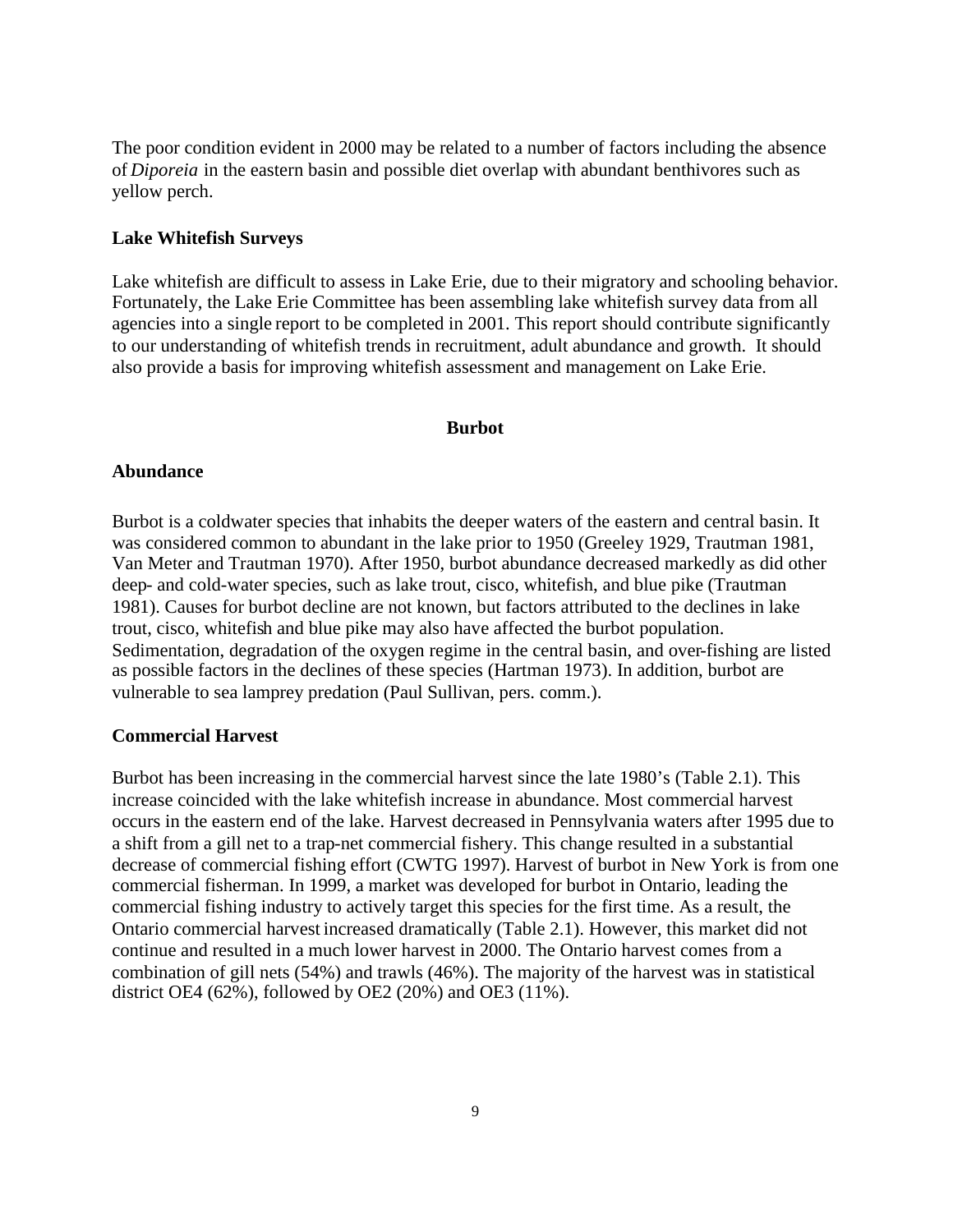The poor condition evident in 2000 may be related to a number of factors including the absence of *Diporeia* in the eastern basin and possible diet overlap with abundant benthivores such as yellow perch.

### Lake Whitefish Surveys

Lake whitefish are difficult to assess in Lake Erie, due to their migratory and schooling behavior. Fortunately, the Lake Erie Committee has been assembling lake whitefish survey data from all agencies into a single report to be completed in 2001. This report should contribute significantly to our understanding of whitefish trends in recruitment, adult abundance and growth. It should also provide a basis for improving whitefish assessment and management on Lake Erie.

## Burbot

### Abundance

Burbot is a coldwater species that inhabits the deeper waters of the eastern and central basin. It was considered common to abundant in the lake prior to 1950 (Greeley 1929, Trautman 1981, Van Meter and Trautman 1970). After 1950, burbot abundance decreased markedly as did other deep- and cold-water species, such as lake trout, cisco, whitefish, and blue pike (Trautman 1981). Causes for burbot decline are not known, but factors attributed to the declines in lake trout, cisco, whitefish and blue pike may also have affected the burbot population. Sedimentation, degradation of the oxygen regime in the central basin, and over-fishing are listed as possible factors in the declines of these species (Hartman 1973). In addition, burbot are vulnerable to sea lamprey predation (Paul Sullivan, pers. comm.).

### Commercial Harvest

Burbot has been increasing in the commercial harvest since the late 1980's (Table 2.1). This increase coincided with the lake whitefish increase in abundance. Most commercial harvest occurs in the eastern end of the lake. Harvest decreased in Pennsylvania waters after 1995 due to a shift from a gill net to a trap-net commercial fishery. This change resulted in a substantial decrease of commercial fishing effort (CWTG 1997). Harvest of burbot in New York is from one commercial fisherman. In 1999, a market was developed for burbot in Ontario, leading the commercial fishing industry to actively target this species for the first time. As a result, the Ontario commercial harvest increased dramatically (Table 2.1). However, this market did not continue and resulted in a much lower harvest in 2000. The Ontario harvest comes from a combination of gill nets (54%) and trawls (46%). The majority of the harvest was in statistical district OE4 (62%), followed by OE2 (20%) and OE3 (11%).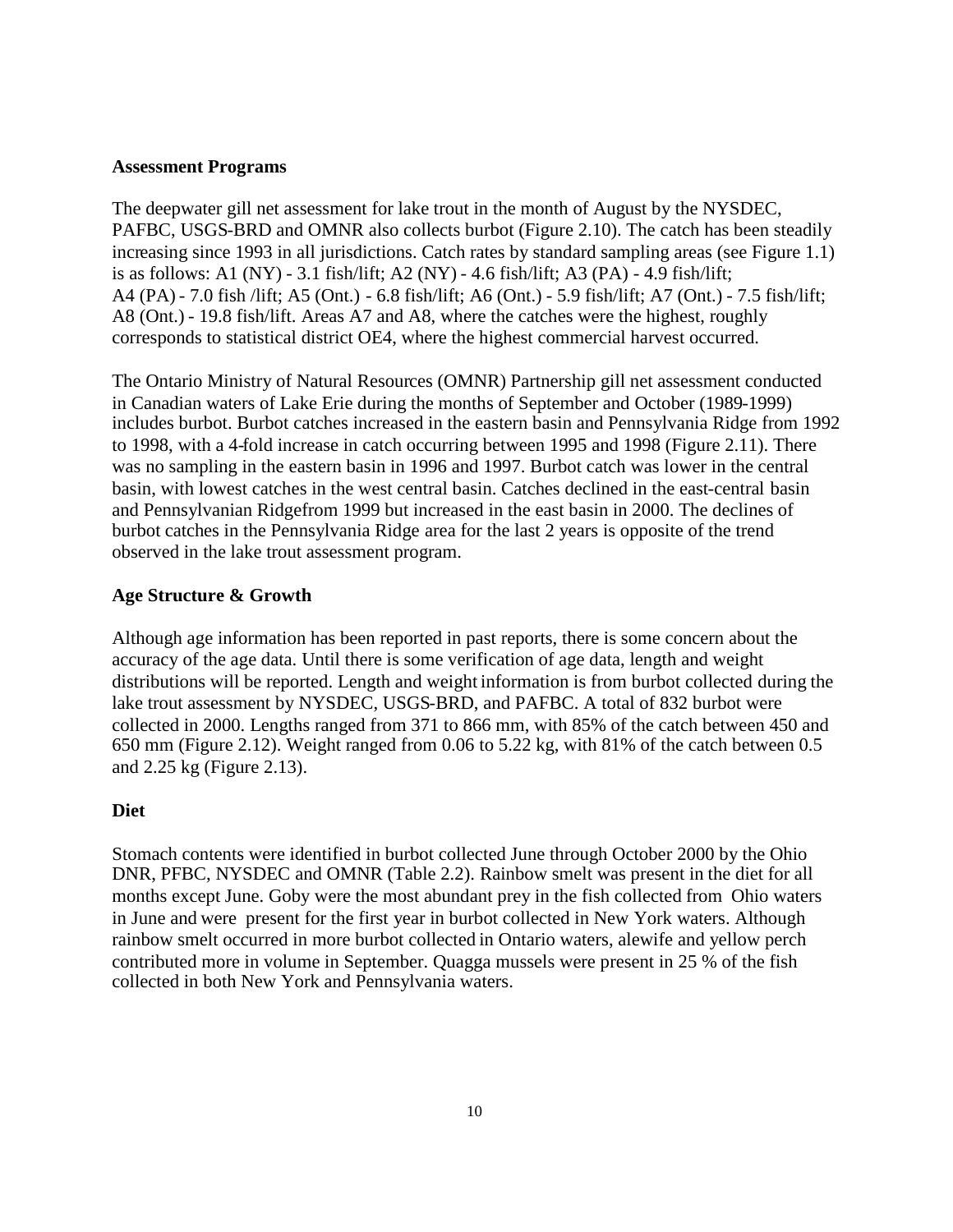**Assessment Programs**

The deepwater gill net assessment for lake trout in the month of August by the NYSDEC, PAFBC, USGS-BRD and OMNR also collects burbot (Figure 2.10). The catch has been steadily increasing since 1993 in all jurisdictions. Catch rates by standard sampling areas (see Figure 1.1) is as follows: A1 (NY) - 3.1 fish/lift; A2 (NY) - 4.6 fish/lift; A3 (PA) - 4.9 fish/lift; A4 (PA) - 7.0 fish /lift; A5 (Ont.) - 6.8 fish/lift; A6 (Ont.) - 5.9 fish/lift; A7 (Ont.) - 7.5 fish/lift; A8 (Ont.) - 19.8 fish/lift. Areas A7 and A8, where the catches were the highest, roughly corresponds to statistical district OE4, where the highest commercial harvest occurred.

The Ontario Ministry of Natural Resources (OMNR) Partnership gill net assessment conducted in Canadian waters of Lake Erie during the months of September and October (1989-1999) includes burbot. Burbot catches increased in the eastern basin and Pennsylvania Ridge from 1992 to 1998, with a 4-fold increase in catch occurring between 1995 and 1998 (Figure 2.11). There was no sampling in the eastern basin in 1996 and 1997. Burbot catch was lower in the central basin, with lowest catches in the west central basin. Catches declined in the east-central basin and Pennsylvanian Ridgefrom 1999 but increased in the east basin in 2000. The declines of burbot catches in the Pennsylvania Ridge area for the last 2 years is opposite of the trend observed in the lake trout assessment program.

**Age Structure & Growth**

Although age information has been reported in past reports, there is some concern about the accuracy of the age data. Until there is some verification of age data, length and weight distributions will be reported. Length and weight information is from burbot collected during the lake trout assessment by NYSDEC, USGS-BRD, and PAFBC. A total of 832 burbot were collected in 2000. Lengths ranged from 371 to 866 mm, with 85% of the catch between 450 and 650 mm (Figure 2.12). Weight ranged from 0.06 to 5.22 kg, with 81% of the catch between 0.5 and 2.25 kg (Figure 2.13).

**Diet**

Stomach contents were identified in burbot collected June through October 2000 by the Ohio DNR, PFBC, NYSDEC and OMNR (Table 2.2). Rainbow smelt was present in the diet for all months except June. Goby were the most abundant prey in the fish collected from Ohio waters in June and were present for the first year in burbot collected in New York waters. Although rainbow smelt occurred in more burbot collected in Ontario waters, alewife and yellow perch contributed more in volume in September. Quagga mussels were present in 25 % of the fish collected in both New York and Pennsylvania waters.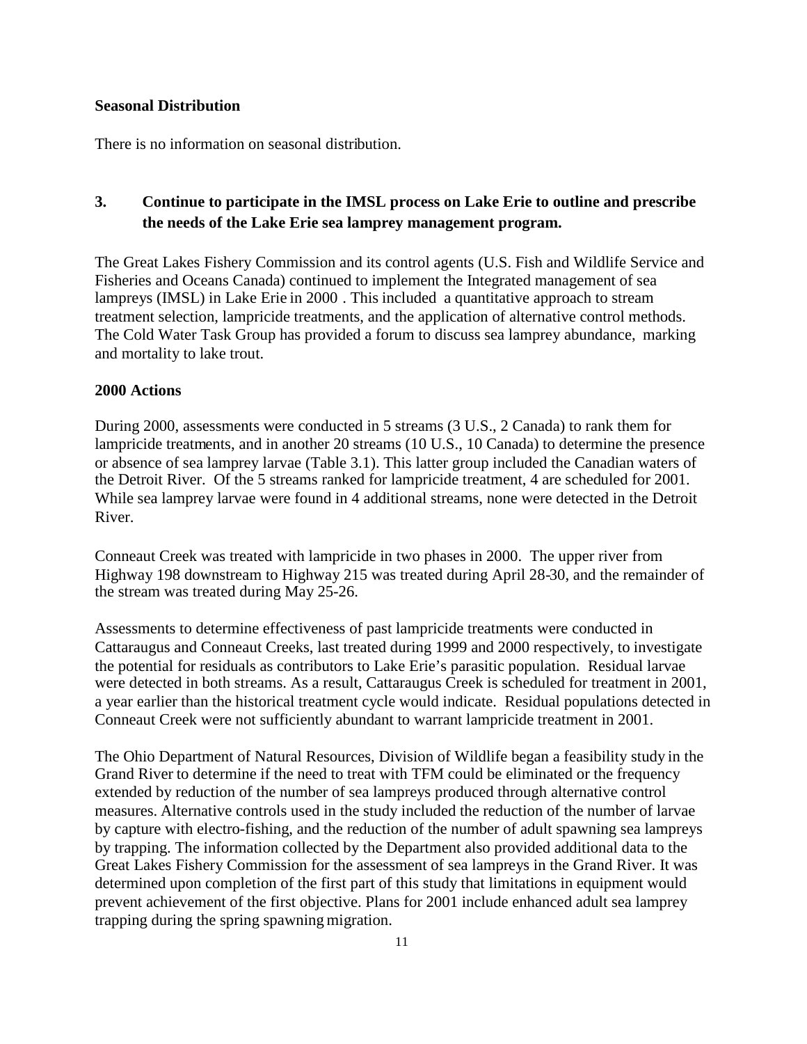**Seasonal Distribution**

There is no information on seasonal distribution.

### 3. Continue to participate in the IMSL process on Lake Erie to outline and prescribe the needs of the Lake Erie sea lamprey management program.

The Great Lakes Fishery Commission and its control agents (U.S. Fish and Wildlife Service and Fisheries and Oceans Canada) continued to implement the Integrated management of sea lampreys (IMSL) in Lake Erie in 2000 . This included a quantitative approach to stream treatment selection, lampricide treatments, and the application of alternative control methods. The Cold Water Task Group has provided a forum to discuss sea lamprey abundance, marking and mortality to lake trout.

**2000 Actions**

During 2000, assessments were conducted in 5 streams (3 U.S., 2 Canada) to rank them for lampricide treatments, and in another 20 streams (10 U.S., 10 Canada) to determine the presence or absence of sea lamprey larvae (Table 3.1). This latter group included the Canadian waters of the Detroit River. Of the 5 streams ranked for lampricide treatment, 4 are scheduled for 2001. While sea lamprey larvae were found in 4 additional streams, none were detected in the Detroit River.

Conneaut Creek was treated with lampricide in two phases in 2000. The upper river from Highway 198 downstream to Highway 215 was treated during April 28-30, and the remainder of the stream was treated during May 25-26.

Assessments to determine effectiveness of past lampricide treatments were conducted in Cattaraugus and Conneaut Creeks, last treated during 1999 and 2000 respectively, to investigate the potential for residuals as contributors to Lake Erie's parasitic population. Residual larvae were detected in both streams. As a result, Cattaraugus Creek is scheduled for treatment in 2001, a year earlier than the historical treatment cycle would indicate. Residual populations detected in Conneaut Creek were not sufficiently abundant to warrant lampricide treatment in 2001.

The Ohio Department of Natural Resources, Division of Wildlife began a feasibility study in the Grand River to determine if the need to treat with TFM could be eliminated or the frequency extended by reduction of the number of sea lampreys produced through alternative control measures. Alternative controls used in the study included the reduction of the number of larvae by capture with electro-fishing, and the reduction of the number of adult spawning sea lampreys by trapping. The information collected by the Department also provided additional data to the Great Lakes Fishery Commission for the assessment of sea lampreys in the Grand River. It was determined upon completion of the first part of this study that limitations in equipment would prevent achievement of the first objective. Plans for 2001 include enhanced adult sea lamprey trapping during the spring spawning migration.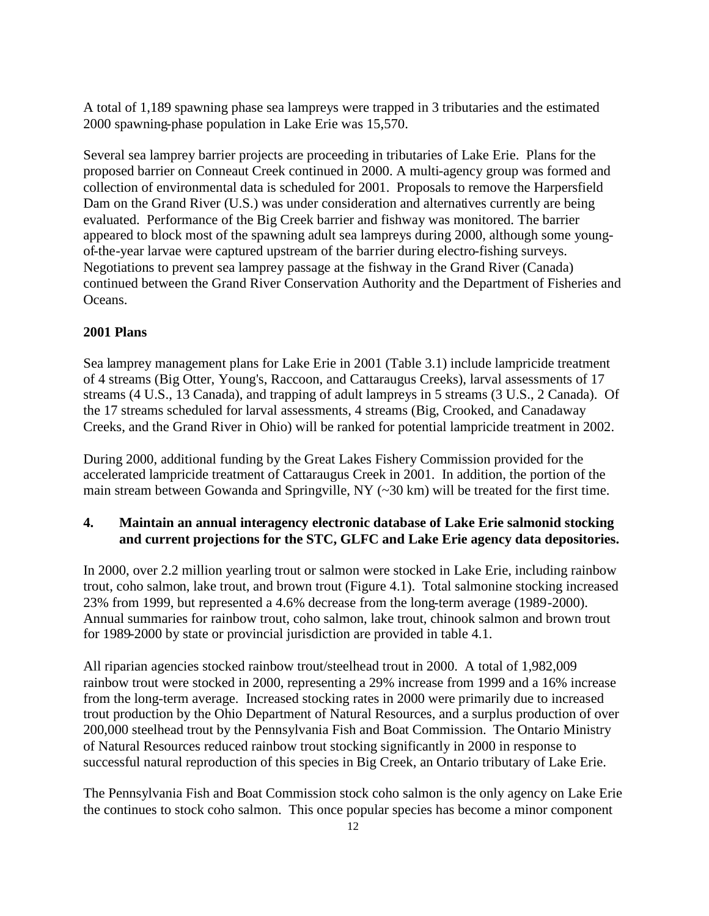A total of 1,189 spawning phase sea lampreys were trapped in 3 tributaries and the estimated 2000 spawning-phase population in Lake Erie was 15,570.

Several sea lamprey barrier projects are proceeding in tributaries of Lake Erie. Plans for the proposed barrier on Conneaut Creek continued in 2000. A multi-agency group was formed and collection of environmental data is scheduled for 2001. Proposals to remove the Harpersfield Dam on the Grand River (U.S.) was under consideration and alternatives currently are being evaluated. Performance of the Big Creek barrier and fishway was monitored. The barrier appeared to block most of the spawning adult sea lampreys during 2000, although some young-of-the-year larvae were captured upstream of the barrier during electro-fishing surveys. Negotiations to prevent sea lamprey passage at the fishway in the Grand River (Canada) continued between the Grand River Conservation Authority and the Department of Fisheries and Oceans.

**2001 Plans**

Sea lamprey management plans for Lake Erie in 2001 (Table 3.1) include lampricide treatment of 4 streams (Big Otter, Young's, Raccoon, and Cattaraugus Creeks), larval assessments of 17 streams (4 U.S., 13 Canada), and trapping of adult lampreys in 5 streams (3 U.S., 2 Canada). Of the 17 streams scheduled for larval assessments, 4 streams (Big, Crooked, and Canadaway Creeks, and the Grand River in Ohio) will be ranked for potential lampricide treatment in 2002.

During 2000, additional funding by the Great Lakes Fishery Commission provided for the accelerated lampricide treatment of Cattaraugus Creek in 2001. In addition, the portion of the main stream between Gowanda and Springville, NY (~30 km) will be treated for the first time.

## 4. Maintain an annual interagency electronic database of Lake Erie salmonid stocking and current projections for the STC, GLFC and Lake Erie agency data depositories.

In 2000, over 2.2 million yearling trout or salmon were stocked in Lake Erie, including rainbow trout, coho salmon, lake trout, and brown trout (Figure 4.1). Total salmonine stocking increased 23% from 1999, but represented a 4.6% decrease from the long-term average (1989-2000). Annual summaries for rainbow trout, coho salmon, lake trout, chinook salmon and brown trout for 1989-2000 by state or provincial jurisdiction are provided in table 4.1.

All riparian agencies stocked rainbow trout/steelhead trout in 2000. A total of 1,982,009 rainbow trout were stocked in 2000, representing a 29% increase from 1999 and a 16% increase from the long-term average. Increased stocking rates in 2000 were primarily due to increased trout production by the Ohio Department of Natural Resources, and a surplus production of over 200,000 steelhead trout by the Pennsylvania Fish and Boat Commission. The Ontario Ministry of Natural Resources reduced rainbow trout stocking significantly in 2000 in response to successful natural reproduction of this species in Big Creek, an Ontario tributary of Lake Erie.

The Pennsylvania Fish and Boat Commission stock coho salmon is the only agency on Lake Erie the continues to stock coho salmon. This once popular species has become a minor component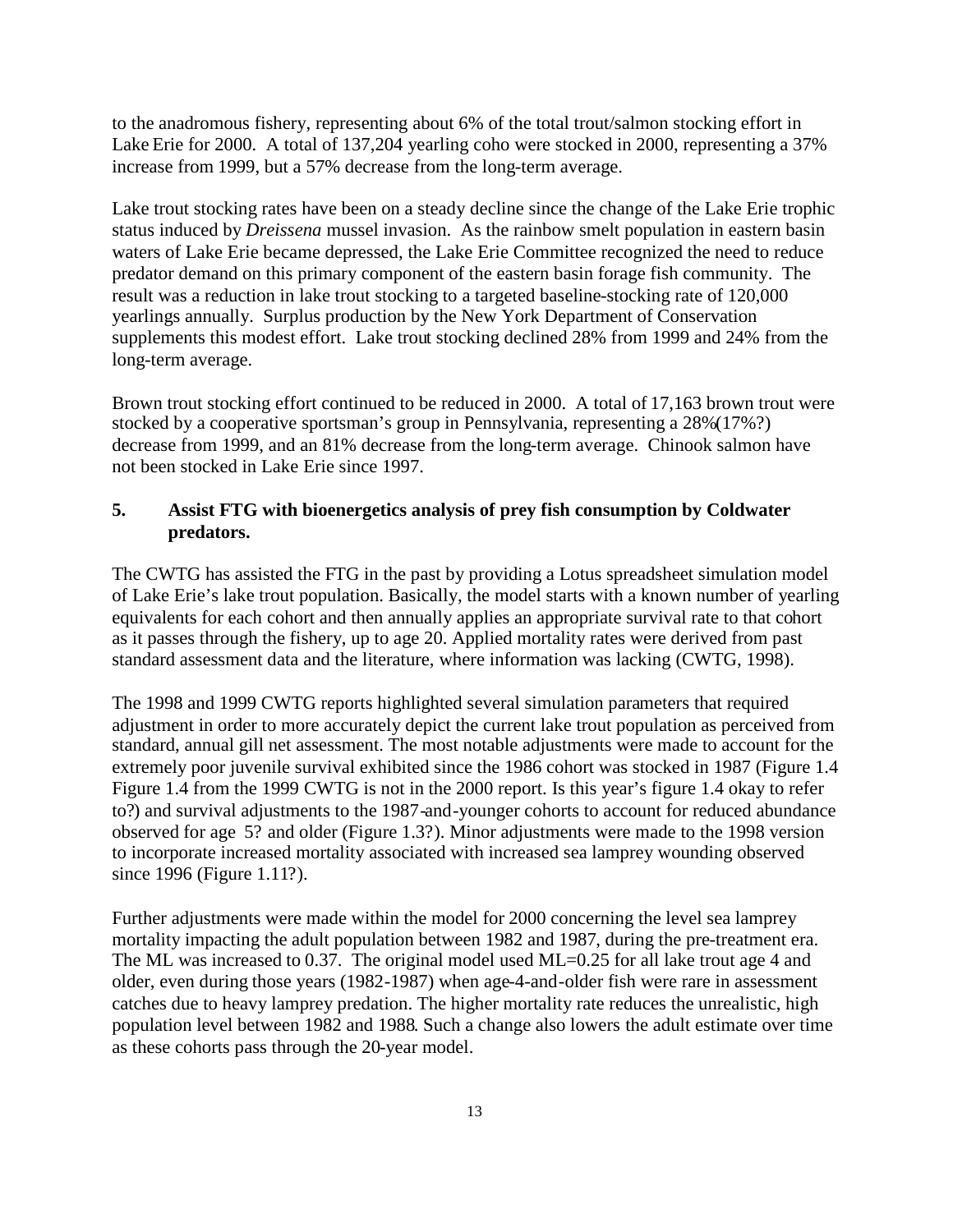to the anadromous fishery, representing about 6% of the total trout/salmon stocking effort in Lake Erie for 2000. A total of 137,204 yearling coho were stocked in 2000, representing a 37% increase from 1999, but a 57% decrease from the long-term average.

Lake trout stocking rates have been on a steady decline since the change of the Lake Erie trophic status induced by *Dreissena* mussel invasion. As the rainbow smelt population in eastern basin waters of Lake Erie became depressed, the Lake Erie Committee recognized the need to reduce predator demand on this primary component of the eastern basin forage fish community. The result was a reduction in lake trout stocking to a targeted baseline-stocking rate of 120,000 yearlings annually. Surplus production by the New York Department of Conservation supplements this modest effort. Lake trout stocking declined 28% from 1999 and 24% from the long-term average.

Brown trout stocking effort continued to be reduced in 2000. A total of 17,163 brown trout were stocked by a cooperative sportsman's group in Pennsylvania, representing a 28%(17%?) decrease from 1999, and an 81% decrease from the long-term average. Chinook salmon have not been stocked in Lake Erie since 1997.

## 5. Assist FTG with bioenergetics analysis of prey fish consumption by Coldwater predators.

The CWTG has assisted the FTG in the past by providing a Lotus spreadsheet simulation model of Lake Erie's lake trout population. Basically, the model starts with a known number of yearling equivalents for each cohort and then annually applies an appropriate survival rate to that cohort as it passes through the fishery, up to age 20. Applied mortality rates were derived from past standard assessment data and the literature, where information was lacking (CWTG, 1998).

The 1998 and 1999 CWTG reports highlighted several simulation parameters that required adjustment in order to more accurately depict the current lake trout population as perceived from standard, annual gill net assessment. The most notable adjustments were made to account for the extremely poor juvenile survival exhibited since the 1986 cohort was stocked in 1987 (Figure 1.4 Figure 1.4 from the 1999 CWTG is not in the 2000 report. Is this year's figure 1.4 okay to refer to?) and survival adjustments to the 1987-and-younger cohorts to account for reduced abundance observed for age 5? and older (Figure 1.3?). Minor adjustments were made to the 1998 version to incorporate increased mortality associated with increased sea lamprey wounding observed since 1996 (Figure 1.11?).

Further adjustments were made within the model for 2000 concerning the level sea lamprey mortality impacting the adult population between 1982 and 1987, during the pre-treatment era. The ML was increased to 0.37. The original model used ML=0.25 for all lake trout age 4 and older, even during those years (1982-1987) when age-4-and-older fish were rare in assessment catches due to heavy lamprey predation. The higher mortality rate reduces the unrealistic, high population level between 1982 and 1988. Such a change also lowers the adult estimate over time as these cohorts pass through the 20-year model.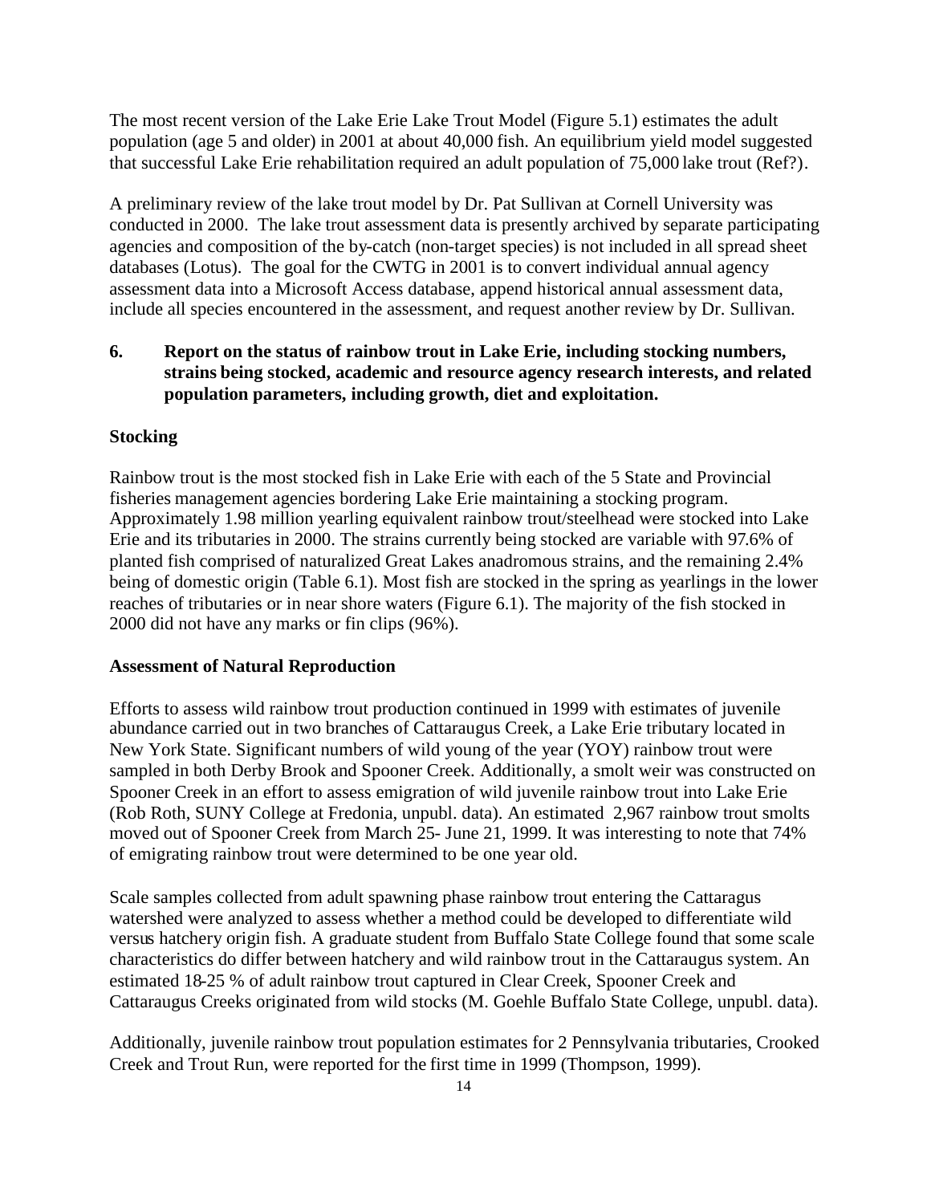The most recent version of the Lake Erie Lake Trout Model (Figure 5.1) estimates the adult population (age 5 and older) in 2001 at about 40,000 fish. An equilibrium yield model suggested that successful Lake Erie rehabilitation required an adult population of 75,000 lake trout (Ref?).

A preliminary review of the lake trout model by Dr. Pat Sullivan at Cornell University was conducted in 2000. The lake trout assessment data is presently archived by separate participating agencies and composition of the by-catch (non-target species) is not included in all spread sheet databases (Lotus). The goal for the CWTG in 2001 is to convert individual annual agency assessment data into a Microsoft Access database, append historical annual assessment data, include all species encountered in the assessment, and request another review by Dr. Sullivan.

**6. Report on the status of rainbow trout in Lake Erie, including stocking numbers, strains being stocked, academic and resource agency research interests, and related population parameters, including growth, diet and exploitation.**

**Stocking**

Rainbow trout is the most stocked fish in Lake Erie with each of the 5 State and Provincial fisheries management agencies bordering Lake Erie maintaining a stocking program. Approximately 1.98 million yearling equivalent rainbow trout/steelhead were stocked into Lake Erie and its tributaries in 2000. The strains currently being stocked are variable with 97.6% of planted fish comprised of naturalized Great Lakes anadromous strains, and the remaining 2.4% being of domestic origin (Table 6.1). Most fish are stocked in the spring as yearlings in the lower reaches of tributaries or in near shore waters (Figure 6.1). The majority of the fish stocked in 2000 did not have any marks or fin clips (96%).

**Assessment of Natural Reproduction**

Efforts to assess wild rainbow trout production continued in 1999 with estimates of juvenile abundance carried out in two branches of Cattaraugus Creek, a Lake Erie tributary located in New York State. Significant numbers of wild young of the year (YOY) rainbow trout were sampled in both Derby Brook and Spooner Creek. Additionally, a smolt weir was constructed on Spooner Creek in an effort to assess emigration of wild juvenile rainbow trout into Lake Erie (Rob Roth, SUNY College at Fredonia, unpubl. data). An estimated 2,967 rainbow trout smolts moved out of Spooner Creek from March 25- June 21, 1999. It was interesting to note that 74% of emigrating rainbow trout were determined to be one year old.

Scale samples collected from adult spawning phase rainbow trout entering the Cattaragus watershed were analyzed to assess whether a method could be developed to differentiate wild versus hatchery origin fish. A graduate student from Buffalo State College found that some scale characteristics do differ between hatchery and wild rainbow trout in the Cattaraugus system. An estimated 18-25 % of adult rainbow trout captured in Clear Creek, Spooner Creek and Cattaraugus Creeks originated from wild stocks (M. Goehle Buffalo State College, unpubl. data).

Additionally, juvenile rainbow trout population estimates for 2 Pennsylvania tributaries, Crooked Creek and Trout Run, were reported for the first time in 1999 (Thompson, 1999).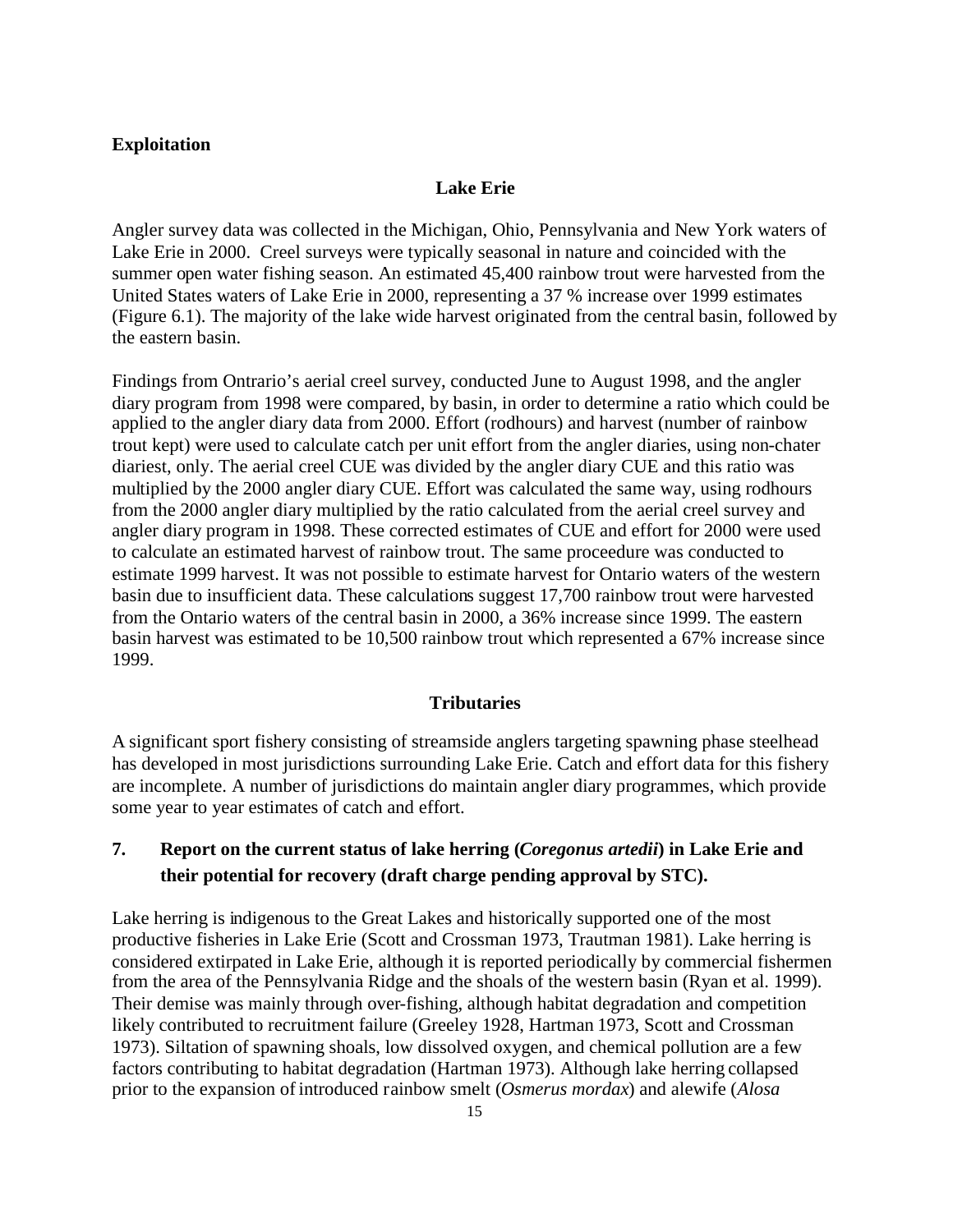### Exploitation

#### Lake Erie

Angler survey data was collected in the Michigan, Ohio, Pennsylvania and New York waters of Lake Erie in 2000. Creel surveys were typically seasonal in nature and coincided with the summer open water fishing season. An estimated 45,400 rainbow trout were harvested from the United States waters of Lake Erie in 2000, representing a 37 % increase over 1999 estimates (Figure 6.1). The majority of the lake wide harvest originated from the central basin, followed by the eastern basin.

Findings from Ontrario's aerial creel survey, conducted June to August 1998, and the angler diary program from 1998 were compared, by basin, in order to determine a ratio which could be applied to the angler diary data from 2000. Effort (rodhours) and harvest (number of rainbow trout kept) were used to calculate catch per unit effort from the angler diaries, using non-chater diariest, only. The aerial creel CUE was divided by the angler diary CUE and this ratio was multiplied by the 2000 angler diary CUE. Effort was calculated the same way, using rodhours from the 2000 angler diary multiplied by the ratio calculated from the aerial creel survey and angler diary program in 1998. These corrected estimates of CUE and effort for 2000 were used to calculate an estimated harvest of rainbow trout. The same proceedure was conducted to estimate 1999 harvest. It was not possible to estimate harvest for Ontario waters of the western basin due to insufficient data. These calculations suggest 17,700 rainbow trout were harvested from the Ontario waters of the central basin in 2000, a 36% increase since 1999. The eastern basin harvest was estimated to be 10,500 rainbow trout which represented a 67% increase since 1999.

#### Tributaries

A significant sport fishery consisting of streamside anglers targeting spawning phase steelhead has developed in most jurisdictions surrounding Lake Erie. Catch and effort data for this fishery are incomplete. A number of jurisdictions do maintain angler diary programmes, which provide some year to year estimates of catch and effort.

## 7. Report on the current status of lake herring (*Coregonus artedii*) in Lake Erie and their potential for recovery (draft charge pending approval by STC).

Lake herring is indigenous to the Great Lakes and historically supported one of the most productive fisheries in Lake Erie (Scott and Crossman 1973, Trautman 1981). Lake herring is considered extirpated in Lake Erie, although it is reported periodically by commercial fishermen from the area of the Pennsylvania Ridge and the shoals of the western basin (Ryan et al. 1999). Their demise was mainly through over-fishing, although habitat degradation and competition likely contributed to recruitment failure (Greeley 1928, Hartman 1973, Scott and Crossman 1973). Siltation of spawning shoals, low dissolved oxygen, and chemical pollution are a few factors contributing to habitat degradation (Hartman 1973). Although lake herring collapsed prior to the expansion of introduced rainbow smelt (*Osmerus mordax*) and alewife (*Alosa*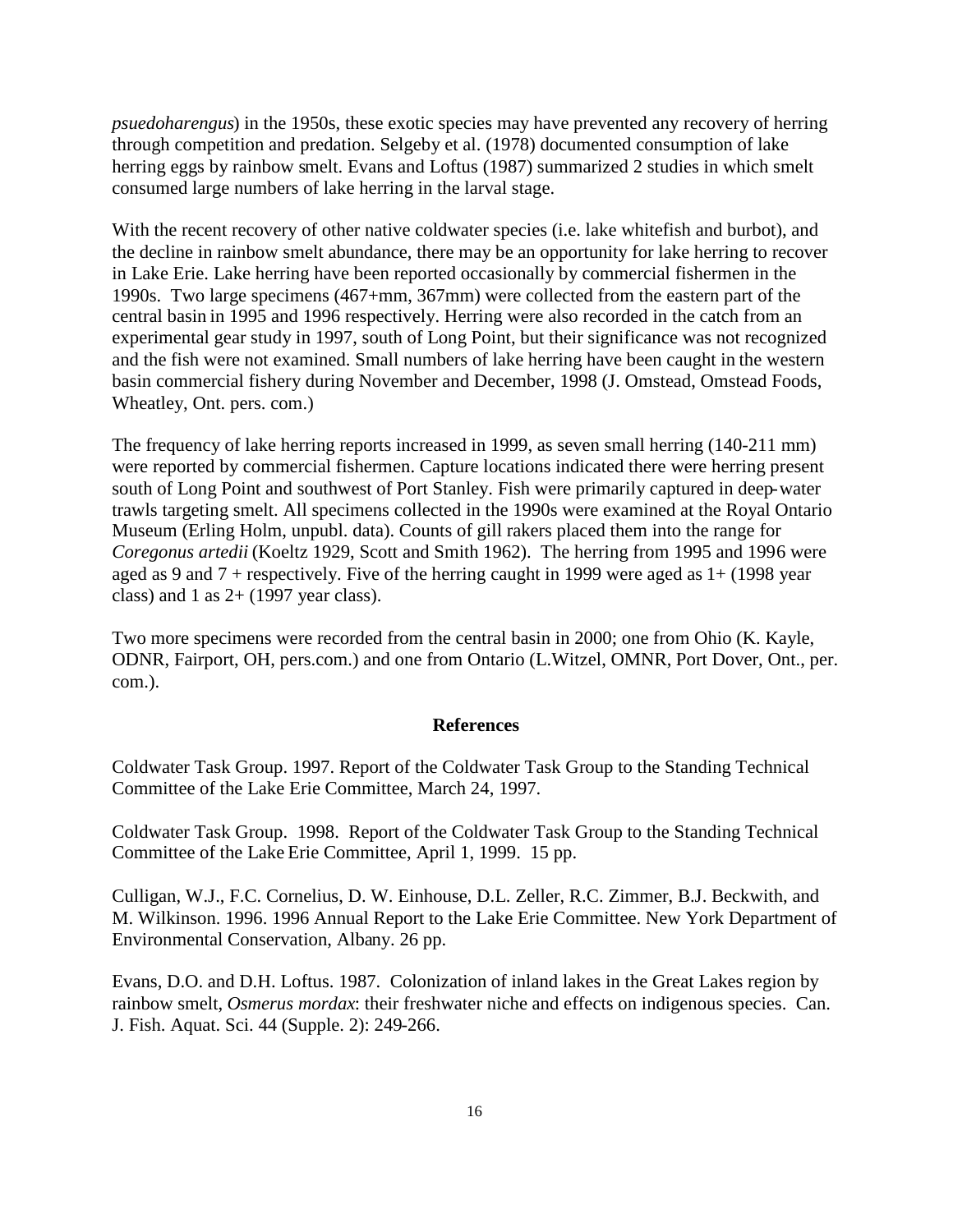*psuedoharengus*) in the 1950s, these exotic species may have prevented any recovery of herring through competition and predation. Selgeby et al. (1978) documented consumption of lake herring eggs by rainbow smelt. Evans and Loftus (1987) summarized 2 studies in which smelt consumed large numbers of lake herring in the larval stage.

With the recent recovery of other native coldwater species (i.e. lake whitefish and burbot), and the decline in rainbow smelt abundance, there may be an opportunity for lake herring to recover in Lake Erie. Lake herring have been reported occasionally by commercial fishermen in the 1990s. Two large specimens (467+mm, 367mm) were collected from the eastern part of the central basin in 1995 and 1996 respectively. Herring were also recorded in the catch from an experimental gear study in 1997, south of Long Point, but their significance was not recognized and the fish were not examined. Small numbers of lake herring have been caught in the western basin commercial fishery during November and December, 1998 (J. Omstead, Omstead Foods, Wheatley, Ont. pers. com.)

The frequency of lake herring reports increased in 1999, as seven small herring (140-211 mm) were reported by commercial fishermen. Capture locations indicated there were herring present south of Long Point and southwest of Port Stanley. Fish were primarily captured in deep-water trawls targeting smelt. All specimens collected in the 1990s were examined at the Royal Ontario Museum (Erling Holm, unpubl. data). Counts of gill rakers placed them into the range for *Coregonus artedii* (Koeltz 1929, Scott and Smith 1962). The herring from 1995 and 1996 were aged as 9 and 7 + respectively. Five of the herring caught in 1999 were aged as 1+ (1998 year class) and 1 as 2+ (1997 year class).

Two more specimens were recorded from the central basin in 2000; one from Ohio (K. Kayle, ODNR, Fairport, OH, pers.com.) and one from Ontario (L.Witzel, OMNR, Port Dover, Ont., per. com.).

## References

Coldwater Task Group. 1997. Report of the Coldwater Task Group to the Standing Technical Committee of the Lake Erie Committee, March 24, 1997.

Coldwater Task Group. 1998. Report of the Coldwater Task Group to the Standing Technical Committee of the Lake Erie Committee, April 1, 1999. 15 pp.

Culligan, W.J., F.C. Cornelius, D. W. Einhouse, D.L. Zeller, R.C. Zimmer, B.J. Beckwith, and M. Wilkinson. 1996. 1996 Annual Report to the Lake Erie Committee. New York Department of Environmental Conservation, Albany. 26 pp.

Evans, D.O. and D.H. Loftus. 1987. Colonization of inland lakes in the Great Lakes region by rainbow smelt, *Osmerus mordax*: their freshwater niche and effects on indigenous species. Can. J. Fish. Aquat. Sci. 44 (Supple. 2): 249-266.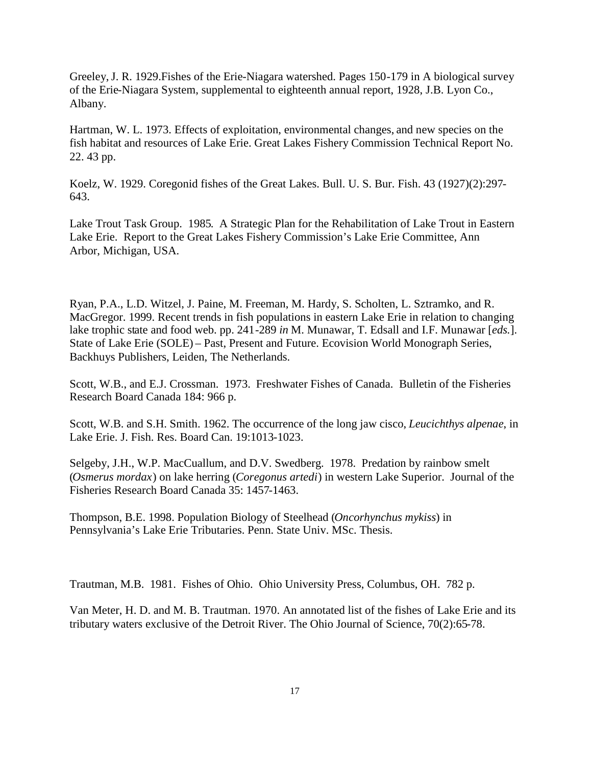Greeley, J. R. 1929.Fishes of the Erie-Niagara watershed. Pages 150-179 in A biological survey of the Erie-Niagara System, supplemental to eighteenth annual report, 1928, J.B. Lyon Co., Albany.

Hartman, W. L. 1973. Effects of exploitation, environmental changes, and new species on the fish habitat and resources of Lake Erie. Great Lakes Fishery Commission Technical Report No. 22. 43 pp.

Koelz, W. 1929. Coregonid fishes of the Great Lakes. Bull. U. S. Bur. Fish. 43 (1927)(2):297-643.

Lake Trout Task Group. 1985. A Strategic Plan for the Rehabilitation of Lake Trout in Eastern Lake Erie. Report to the Great Lakes Fishery Commission's Lake Erie Committee, Ann Arbor, Michigan, USA.

Ryan, P.A., L.D. Witzel, J. Paine, M. Freeman, M. Hardy, S. Scholten, L. Sztramko, and R. MacGregor. 1999. Recent trends in fish populations in eastern Lake Erie in relation to changing lake trophic state and food web. pp. 241-289 *in* M. Munawar, T. Edsall and I.F. Munawar [*eds.*]. State of Lake Erie (SOLE) – Past, Present and Future. Ecovision World Monograph Series, Backhuys Publishers, Leiden, The Netherlands.

Scott, W.B., and E.J. Crossman. 1973. Freshwater Fishes of Canada. Bulletin of the Fisheries Research Board Canada 184: 966 p.

Scott, W.B. and S.H. Smith. 1962. The occurrence of the long jaw cisco, *Leucichthys alpenae*, in Lake Erie. J. Fish. Res. Board Can. 19:1013-1023.

Selgeby, J.H., W.P. MacCuallum, and D.V. Swedberg. 1978. Predation by rainbow smelt (*Osmerus mordax*) on lake herring (*Coregonus artedi*) in western Lake Superior. Journal of the Fisheries Research Board Canada 35: 1457-1463.

Thompson, B.E. 1998. Population Biology of Steelhead (*Oncorhynchus mykiss*) in Pennsylvania's Lake Erie Tributaries. Penn. State Univ. MSc. Thesis.

Trautman, M.B. 1981. Fishes of Ohio. Ohio University Press, Columbus, OH. 782 p.

Van Meter, H. D. and M. B. Trautman. 1970. An annotated list of the fishes of Lake Erie and its tributary waters exclusive of the Detroit River. The Ohio Journal of Science, 70(2):65-78.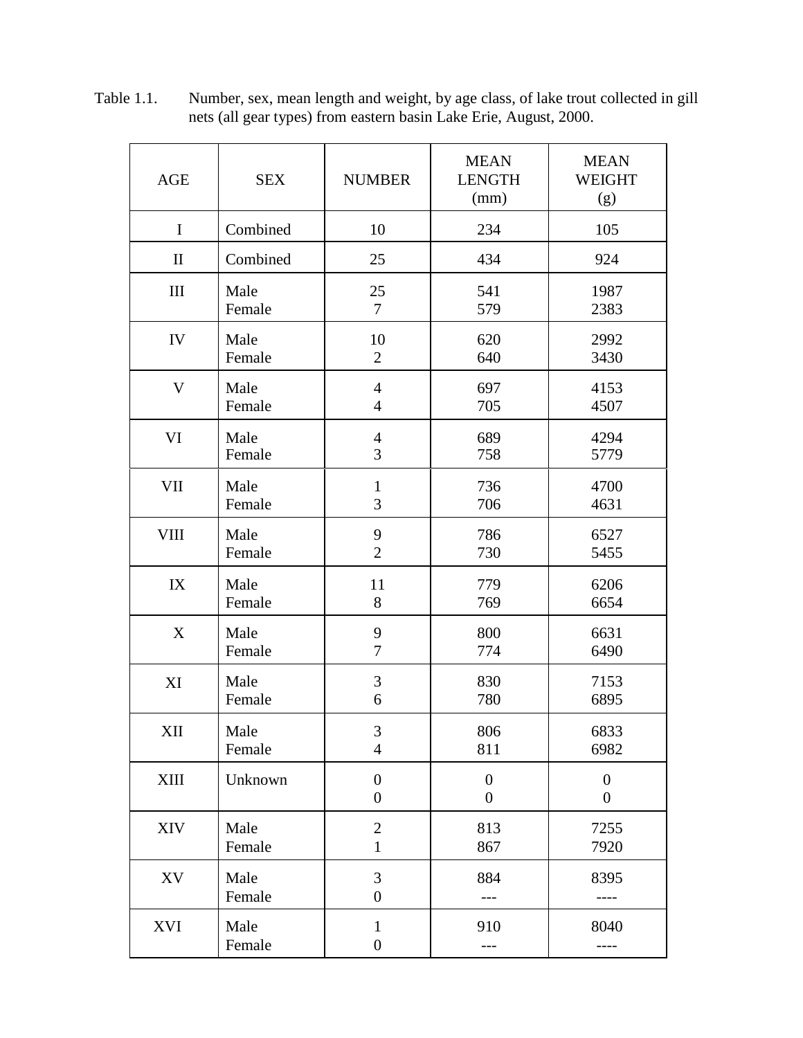Table 1.1. Number, sex, mean length and weight, by age class, of lake trout collected in gill nets (all gear types) from eastern basin Lake Erie, August, 2000.

| AGE | SEX | NUMBER | MEAN LENGTH (mm) | MEAN WEIGHT (g) |
|---|---|---|---|---|
| I | Combined | 10 | 234 | 105 |
| II | Combined | 25 | 434 | 924 |
| III | Male | 25 | 541 | 1987 |
| | Female | 7 | 579 | 2383 |
| IV | Male | 10 | 620 | 2992 |
| | Female | 2 | 640 | 3430 |
| V | Male | 4 | 697 | 4153 |
| | Female | 4 | 705 | 4507 |
| VI | Male | 4 | 689 | 4294 |
| | Female | 3 | 758 | 5779 |
| VII | Male | 1 | 736 | 4700 |
| | Female | 3 | 706 | 4631 |
| VIII | Male | 9 | 786 | 6527 |
| | Female | 2 | 730 | 5455 |
| IX | Male | 11 | 779 | 6206 |
| | Female | 8 | 769 | 6654 |
| X | Male | 9 | 800 | 6631 |
| | Female | 7 | 774 | 6490 |
| XI | Male | 3 | 830 | 7153 |
| | Female | 6 | 780 | 6895 |
| XII | Male | 3 | 806 | 6833 |
| | Female | 4 | 811 | 6982 |
| XIII | Unknown | 0 | 0 | 0 |
| | | 0 | 0 | 0 |
| XIV | Male | 2 | 813 | 7255 |
| | Female | 1 | 867 | 7920 |
| XV | Male | 3 | 884 | 8395 |
| | Female | 0 | --- | ---- |
| XVI | Male | 1 | 910 | 8040 |
| | Female | 0 | --- | ---- |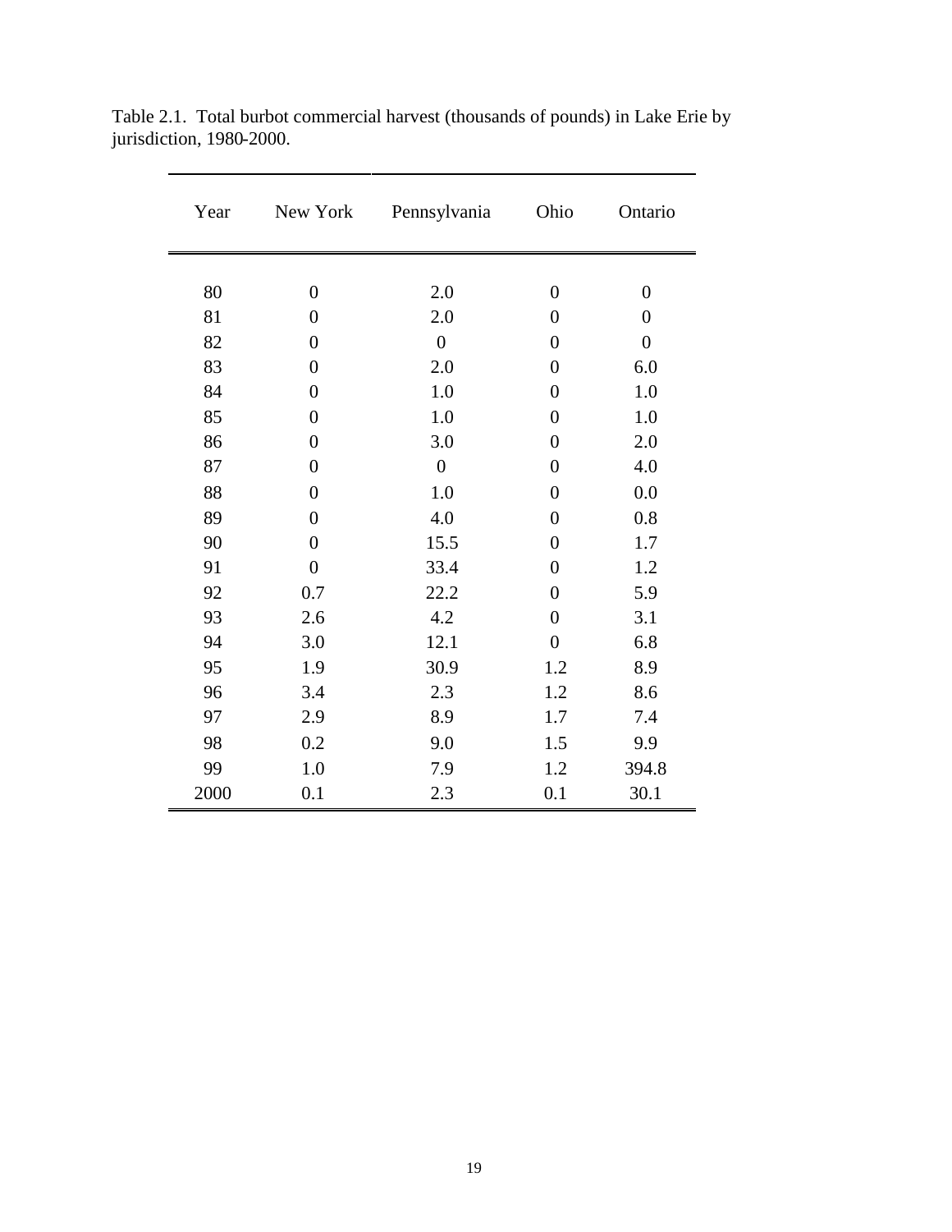Table 2.1. Total burbot commercial harvest (thousands of pounds) in Lake Erie by jurisdiction, 1980-2000.

| Year | New York | Pennsylvania | Ohio | Ontario |
|---|---|---|---|---|
| 80 | 0 | 2.0 | 0 | 0 |
| 81 | 0 | 2.0 | 0 | 0 |
| 82 | 0 | 0 | 0 | 0 |
| 83 | 0 | 2.0 | 0 | 6.0 |
| 84 | 0 | 1.0 | 0 | 1.0 |
| 85 | 0 | 1.0 | 0 | 1.0 |
| 86 | 0 | 3.0 | 0 | 2.0 |
| 87 | 0 | 0 | 0 | 4.0 |
| 88 | 0 | 1.0 | 0 | 0.0 |
| 89 | 0 | 4.0 | 0 | 0.8 |
| 90 | 0 | 15.5 | 0 | 1.7 |
| 91 | 0 | 33.4 | 0 | 1.2 |
| 92 | 0.7 | 22.2 | 0 | 5.9 |
| 93 | 2.6 | 4.2 | 0 | 3.1 |
| 94 | 3.0 | 12.1 | 0 | 6.8 |
| 95 | 1.9 | 30.9 | 1.2 | 8.9 |
| 96 | 3.4 | 2.3 | 1.2 | 8.6 |
| 97 | 2.9 | 8.9 | 1.7 | 7.4 |
| 98 | 0.2 | 9.0 | 1.5 | 9.9 |
| 99 | 1.0 | 7.9 | 1.2 | 394.8 |
| 2000 | 0.1 | 2.3 | 0.1 | 30.1 |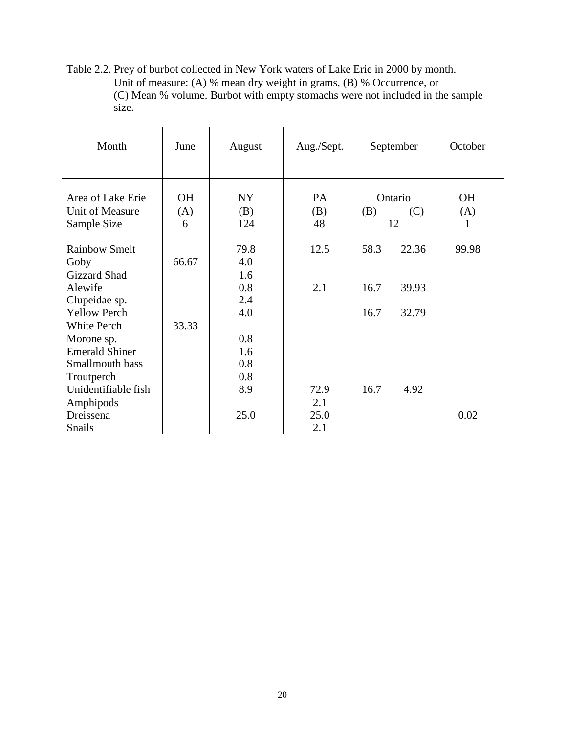Table 2.2. Prey of burbot collected in New York waters of Lake Erie in 2000 by month. Unit of measure: (A) % mean dry weight in grams, (B) % Occurrence, or (C) Mean % volume. Burbot with empty stomachs were not included in the sample size.

| Month | June | August | Aug./Sept. | September | | October |
|---|---|---|---|---|---|---|
| Area of Lake Erie | OH | NY | PA | Ontario | | OH |
| Unit of Measure | (A) | (B) | (B) | (B) | (C) | (A) |
| Sample Size | 6 | 124 | 48 | 12 | | 1 |
| Rainbow Smelt | | 79.8 | 12.5 | 58.3 | 22.36 | 99.98 |
| Goby | 66.67 | 4.0 | | | | |
| Gizzard Shad | | 1.6 | | | | |
| Alewife | | 0.8 | 2.1 | 16.7 | 39.93 | |
| Clupeidae sp. | | 2.4 | | | | |
| Yellow Perch | | 4.0 | | 16.7 | 32.79 | |
| White Perch | 33.33 | | | | | |
| Morone sp. | | 0.8 | | | | |
| Emerald Shiner | | 1.6 | | | | |
| Smallmouth bass | | 0.8 | | | | |
| Troutperch | | 0.8 | | | | |
| Unidentifiable fish | | 8.9 | 72.9 | 16.7 | 4.92 | |
| Amphipods | | | 2.1 | | | |
| Dreissena | | 25.0 | 25.0 | | | 0.02 |
| Snails | | | 2.1 | | | |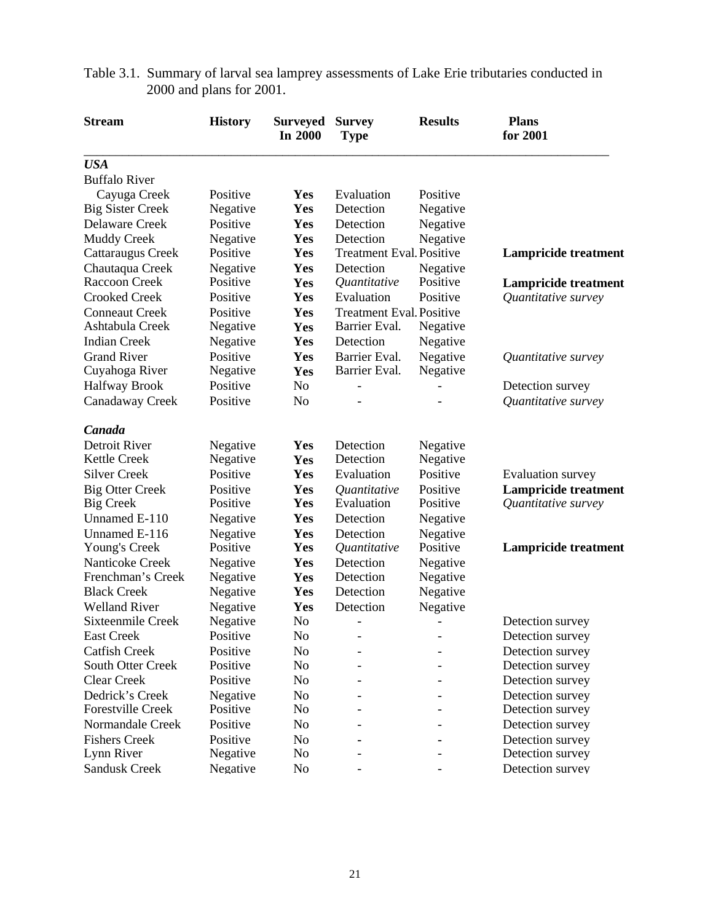Table 3.1. Summary of larval sea lamprey assessments of Lake Erie tributaries conducted in 2000 and plans for 2001.

| Stream | History | Surveyed In 2000 | Survey Type | Results | Plans for 2001 |
|---|---|---|---|---|---|
| ***USA*** | | | | | |
| Buffalo River | | | | | |
| Cayuga Creek | Positive | **Yes** | Evaluation | Positive | |
| Big Sister Creek | Negative | **Yes** | Detection | Negative | |
| Delaware Creek | Positive | **Yes** | Detection | Negative | |
| Muddy Creek | Negative | **Yes** | Detection | Negative | |
| Cattaraugus Creek | Positive | **Yes** | Treatment Eval. | Positive | **Lampricide treatment** |
| Chautaqua Creek | Negative | **Yes** | Detection | Negative | |
| Raccoon Creek | Positive | **Yes** | *Quantitative* | Positive | **Lampricide treatment** |
| Crooked Creek | Positive | **Yes** | Evaluation | Positive | *Quantitative survey* |
| Conneaut Creek | Positive | **Yes** | Treatment Eval. | Positive | |
| Ashtabula Creek | Negative | **Yes** | Barrier Eval. | Negative | |
| Indian Creek | Negative | **Yes** | Detection | Negative | |
| Grand River | Positive | **Yes** | Barrier Eval. | Negative | *Quantitative survey* |
| Cuyahoga River | Negative | **Yes** | Barrier Eval. | Negative | |
| Halfway Brook | Positive | No | - | - | Detection survey |
| Canadaway Creek | Positive | No | - | - | *Quantitative survey* |
| ***Canada*** | | | | | |
| Detroit River | Negative | **Yes** | Detection | Negative | |
| Kettle Creek | Negative | **Yes** | Detection | Negative | |
| Silver Creek | Positive | **Yes** | Evaluation | Positive | Evaluation survey |
| Big Otter Creek | Positive | **Yes** | *Quantitative* | Positive | **Lampricide treatment** |
| Big Creek | Positive | **Yes** | Evaluation | Positive | *Quantitative survey* |
| Unnamed E-110 | Negative | **Yes** | Detection | Negative | |
| Unnamed E-116 | Negative | **Yes** | Detection | Negative | |
| Young's Creek | Positive | **Yes** | *Quantitative* | Positive | **Lampricide treatment** |
| Nanticoke Creek | Negative | **Yes** | Detection | Negative | |
| Frenchman's Creek | Negative | **Yes** | Detection | Negative | |
| Black Creek | Negative | **Yes** | Detection | Negative | |
| Welland River | Negative | **Yes** | Detection | Negative | |
| Sixteenmile Creek | Negative | No | - | - | Detection survey |
| East Creek | Positive | No | - | - | Detection survey |
| Catfish Creek | Positive | No | - | - | Detection survey |
| South Otter Creek | Positive | No | - | - | Detection survey |
| Clear Creek | Positive | No | - | - | Detection survey |
| Dedrick's Creek | Negative | No | - | - | Detection survey |
| Forestville Creek | Positive | No | - | - | Detection survey |
| Normandale Creek | Positive | No | - | - | Detection survey |
| Fishers Creek | Positive | No | - | - | Detection survey |
| Lynn River | Negative | No | - | - | Detection survey |
| Sandusk Creek | Negative | No | - | - | Detection survey |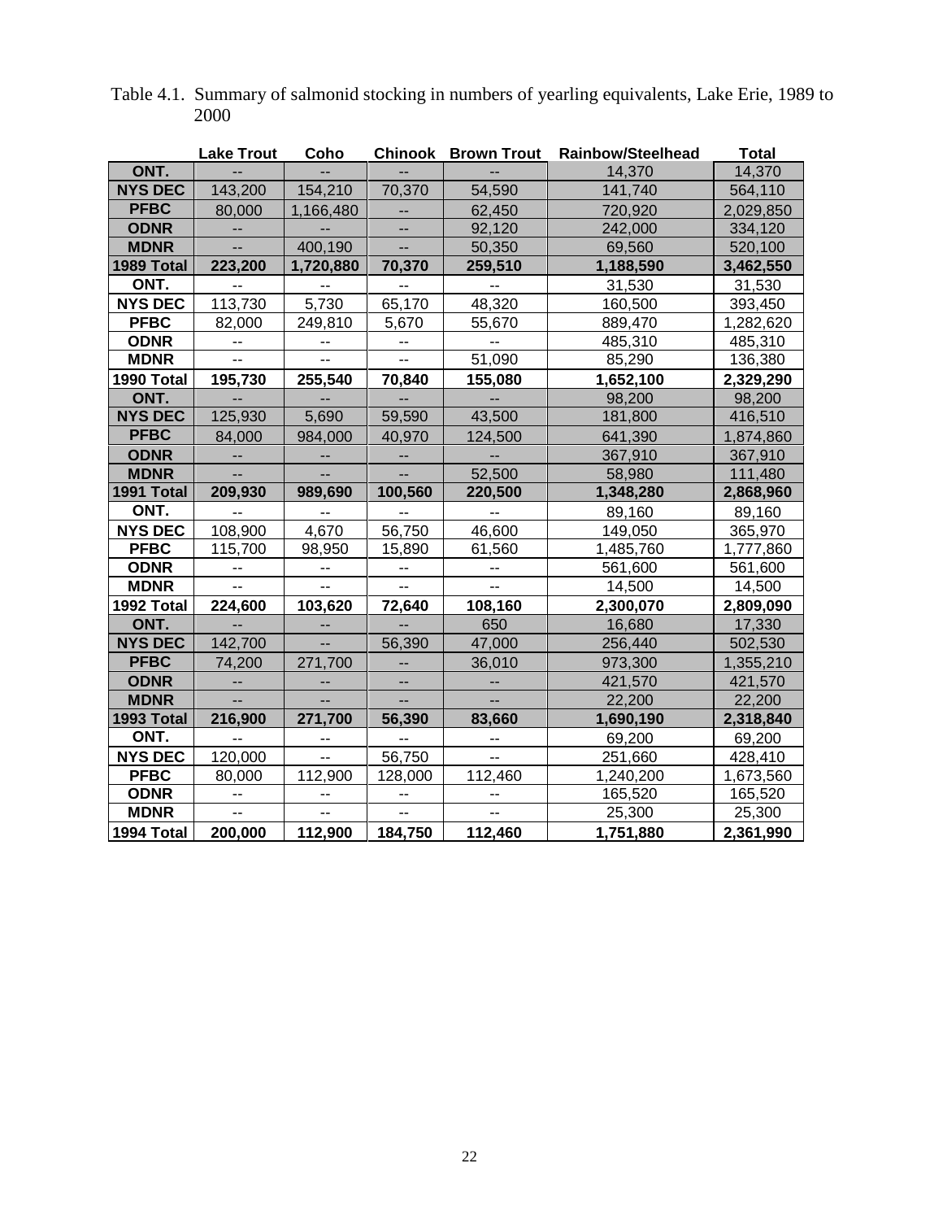Table 4.1. Summary of salmonid stocking in numbers of yearling equivalents, Lake Erie, 1989 to 2000

| | Lake Trout | Coho | Chinook | Brown Trout | Rainbow/Steelhead | Total |
|---|---|---|---|---|---|---|
| **ONT.** | -- | -- | -- | -- | 14,370 | 14,370 |
| **NYS DEC** | 143,200 | 154,210 | 70,370 | 54,590 | 141,740 | 564,110 |
| **PFBC** | 80,000 | 1,166,480 | -- | 62,450 | 720,920 | 2,029,850 |
| **ODNR** | -- | -- | -- | 92,120 | 242,000 | 334,120 |
| **MDNR** | -- | 400,190 | -- | 50,350 | 69,560 | 520,100 |
| **1989 Total** | **223,200** | **1,720,880** | **70,370** | **259,510** | **1,188,590** | **3,462,550** |
| **ONT.** | -- | -- | -- | -- | 31,530 | 31,530 |
| **NYS DEC** | 113,730 | 5,730 | 65,170 | 48,320 | 160,500 | 393,450 |
| **PFBC** | 82,000 | 249,810 | 5,670 | 55,670 | 889,470 | 1,282,620 |
| **ODNR** | -- | -- | -- | -- | 485,310 | 485,310 |
| **MDNR** | -- | -- | -- | 51,090 | 85,290 | 136,380 |
| **1990 Total** | **195,730** | **255,540** | **70,840** | **155,080** | **1,652,100** | **2,329,290** |
| **ONT.** | -- | -- | -- | -- | 98,200 | 98,200 |
| **NYS DEC** | 125,930 | 5,690 | 59,590 | 43,500 | 181,800 | 416,510 |
| **PFBC** | 84,000 | 984,000 | 40,970 | 124,500 | 641,390 | 1,874,860 |
| **ODNR** | -- | -- | -- | -- | 367,910 | 367,910 |
| **MDNR** | -- | -- | -- | 52,500 | 58,980 | 111,480 |
| **1991 Total** | **209,930** | **989,690** | **100,560** | **220,500** | **1,348,280** | **2,868,960** |
| **ONT.** | -- | -- | -- | -- | 89,160 | 89,160 |
| **NYS DEC** | 108,900 | 4,670 | 56,750 | 46,600 | 149,050 | 365,970 |
| **PFBC** | 115,700 | 98,950 | 15,890 | 61,560 | 1,485,760 | 1,777,860 |
| **ODNR** | -- | -- | -- | -- | 561,600 | 561,600 |
| **MDNR** | -- | -- | -- | -- | 14,500 | 14,500 |
| **1992 Total** | **224,600** | **103,620** | **72,640** | **108,160** | **2,300,070** | **2,809,090** |
| **ONT.** | -- | -- | -- | 650 | 16,680 | 17,330 |
| **NYS DEC** | 142,700 | -- | 56,390 | 47,000 | 256,440 | 502,530 |
| **PFBC** | 74,200 | 271,700 | -- | 36,010 | 973,300 | 1,355,210 |
| **ODNR** | -- | -- | -- | -- | 421,570 | 421,570 |
| **MDNR** | -- | -- | -- | -- | 22,200 | 22,200 |
| **1993 Total** | **216,900** | **271,700** | **56,390** | **83,660** | **1,690,190** | **2,318,840** |
| **ONT.** | -- | -- | -- | -- | 69,200 | 69,200 |
| **NYS DEC** | 120,000 | -- | 56,750 | -- | 251,660 | 428,410 |
| **PFBC** | 80,000 | 112,900 | 128,000 | 112,460 | 1,240,200 | 1,673,560 |
| **ODNR** | -- | -- | -- | -- | 165,520 | 165,520 |
| **MDNR** | -- | -- | -- | -- | 25,300 | 25,300 |
| **1994 Total** | **200,000** | **112,900** | **184,750** | **112,460** | **1,751,880** | **2,361,990** |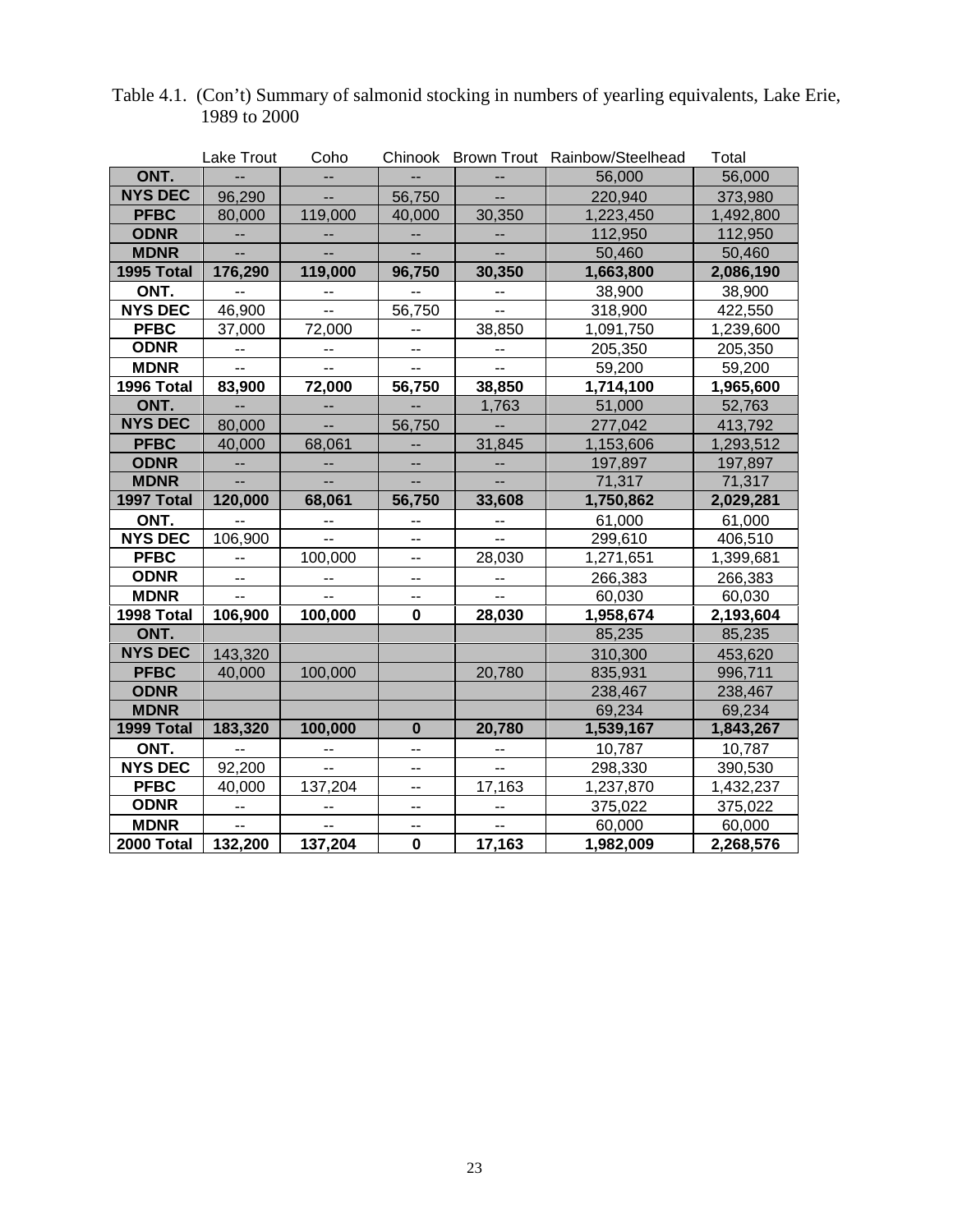Table 4.1. (Con't) Summary of salmonid stocking in numbers of yearling equivalents, Lake Erie, 1989 to 2000

| | Lake Trout | Coho | Chinook | Brown Trout | Rainbow/Steelhead | Total |
|---|---|---|---|---|---|---|
| **ONT.** | -- | -- | -- | -- | 56,000 | 56,000 |
| **NYS DEC** | 96,290 | -- | 56,750 | -- | 220,940 | 373,980 |
| **PFBC** | 80,000 | 119,000 | 40,000 | 30,350 | 1,223,450 | 1,492,800 |
| **ODNR** | -- | -- | -- | -- | 112,950 | 112,950 |
| **MDNR** | -- | -- | -- | -- | 50,460 | 50,460 |
| **1995 Total** | **176,290** | **119,000** | **96,750** | **30,350** | **1,663,800** | **2,086,190** |
| **ONT.** | -- | -- | -- | -- | 38,900 | 38,900 |
| **NYS DEC** | 46,900 | -- | 56,750 | -- | 318,900 | 422,550 |
| **PFBC** | 37,000 | 72,000 | -- | 38,850 | 1,091,750 | 1,239,600 |
| **ODNR** | -- | -- | -- | -- | 205,350 | 205,350 |
| **MDNR** | -- | -- | -- | -- | 59,200 | 59,200 |
| **1996 Total** | **83,900** | **72,000** | **56,750** | **38,850** | **1,714,100** | **1,965,600** |
| **ONT.** | -- | -- | -- | 1,763 | 51,000 | 52,763 |
| **NYS DEC** | 80,000 | -- | 56,750 | -- | 277,042 | 413,792 |
| **PFBC** | 40,000 | 68,061 | -- | 31,845 | 1,153,606 | 1,293,512 |
| **ODNR** | -- | -- | -- | -- | 197,897 | 197,897 |
| **MDNR** | -- | -- | -- | -- | 71,317 | 71,317 |
| **1997 Total** | **120,000** | **68,061** | **56,750** | **33,608** | **1,750,862** | **2,029,281** |
| **ONT.** | -- | -- | -- | -- | 61,000 | 61,000 |
| **NYS DEC** | 106,900 | -- | -- | -- | 299,610 | 406,510 |
| **PFBC** | -- | 100,000 | -- | 28,030 | 1,271,651 | 1,399,681 |
| **ODNR** | -- | -- | -- | -- | 266,383 | 266,383 |
| **MDNR** | -- | -- | -- | -- | 60,030 | 60,030 |
| **1998 Total** | **106,900** | **100,000** | **0** | **28,030** | **1,958,674** | **2,193,604** |
| **ONT.** | | | | | 85,235 | 85,235 |
| **NYS DEC** | 143,320 | | | | 310,300 | 453,620 |
| **PFBC** | 40,000 | 100,000 | | 20,780 | 835,931 | 996,711 |
| **ODNR** | | | | | 238,467 | 238,467 |
| **MDNR** | | | | | 69,234 | 69,234 |
| **1999 Total** | **183,320** | **100,000** | **0** | **20,780** | **1,539,167** | **1,843,267** |
| **ONT.** | -- | -- | -- | -- | 10,787 | 10,787 |
| **NYS DEC** | 92,200 | -- | -- | -- | 298,330 | 390,530 |
| **PFBC** | 40,000 | 137,204 | -- | 17,163 | 1,237,870 | 1,432,237 |
| **ODNR** | -- | -- | -- | -- | 375,022 | 375,022 |
| **MDNR** | -- | -- | -- | -- | 60,000 | 60,000 |
| **2000 Total** | **132,200** | **137,204** | **0** | **17,163** | **1,982,009** | **2,268,576** |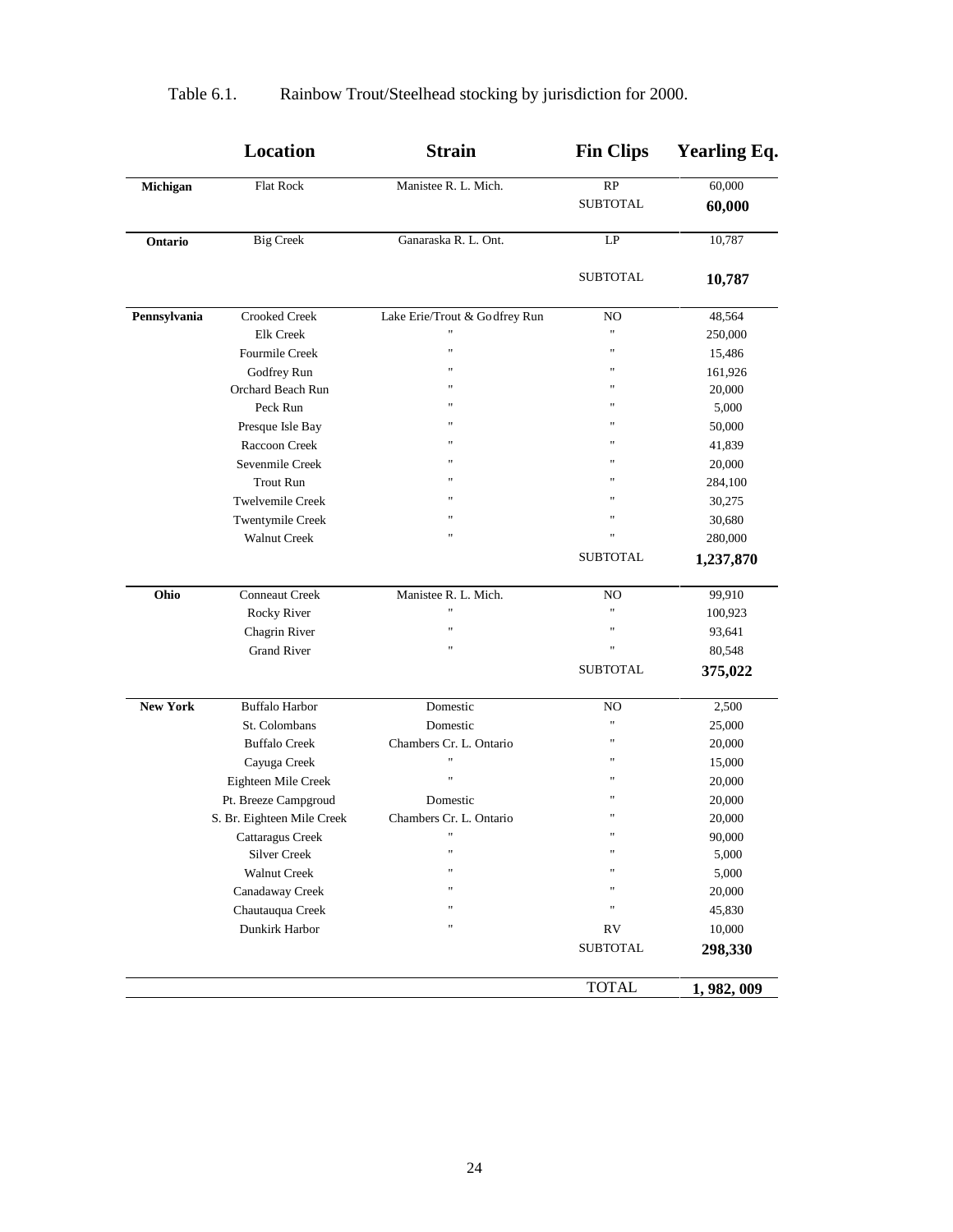Table 6.1. Rainbow Trout/Steelhead stocking by jurisdiction for 2000.

| | Location | Strain | Fin Clips | Yearling Eq. |
|---|---|---|---|---|
| **Michigan** | Flat Rock | Manistee R. L. Mich. | RP | 60,000 |
| | | | SUBTOTAL | **60,000** |
| **Ontario** | Big Creek | Ganaraska R. L. Ont. | LP | 10,787 |
| | | | SUBTOTAL | **10,787** |
| **Pennsylvania** | Crooked Creek | Lake Erie/Trout & Godfrey Run | NO | 48,564 |
| | Elk Creek | " | " | 250,000 |
| | Fourmile Creek | " | " | 15,486 |
| | Godfrey Run | " | " | 161,926 |
| | Orchard Beach Run | " | " | 20,000 |
| | Peck Run | " | " | 5,000 |
| | Presque Isle Bay | " | " | 50,000 |
| | Raccoon Creek | " | " | 41,839 |
| | Sevenmile Creek | " | " | 20,000 |
| | Trout Run | " | " | 284,100 |
| | Twelvemile Creek | " | " | 30,275 |
| | Twentymile Creek | " | " | 30,680 |
| | Walnut Creek | " | " | 280,000 |
| | | | SUBTOTAL | **1,237,870** |
| **Ohio** | Conneaut Creek | Manistee R. L. Mich. | NO | 99,910 |
| | Rocky River | " | " | 100,923 |
| | Chagrin River | " | " | 93,641 |
| | Grand River | " | " | 80,548 |
| | | | SUBTOTAL | **375,022** |
| **New York** | Buffalo Harbor | Domestic | NO | 2,500 |
| | St. Colombans | Domestic | " | 25,000 |
| | Buffalo Creek | Chambers Cr. L. Ontario | " | 20,000 |
| | Cayuga Creek | " | " | 15,000 |
| | Eighteen Mile Creek | " | " | 20,000 |
| | Pt. Breeze Campgroud | Domestic | " | 20,000 |
| | S. Br. Eighteen Mile Creek | Chambers Cr. L. Ontario | " | 20,000 |
| | Cattaragus Creek | " | " | 90,000 |
| | Silver Creek | " | " | 5,000 |
| | Walnut Creek | " | " | 5,000 |
| | Canadaway Creek | " | " | 20,000 |
| | Chautauqua Creek | " | " | 45,830 |
| | Dunkirk Harbor | " | RV | 10,000 |
| | | | SUBTOTAL | **298,330** |
| | | | TOTAL | **1, 982, 009** |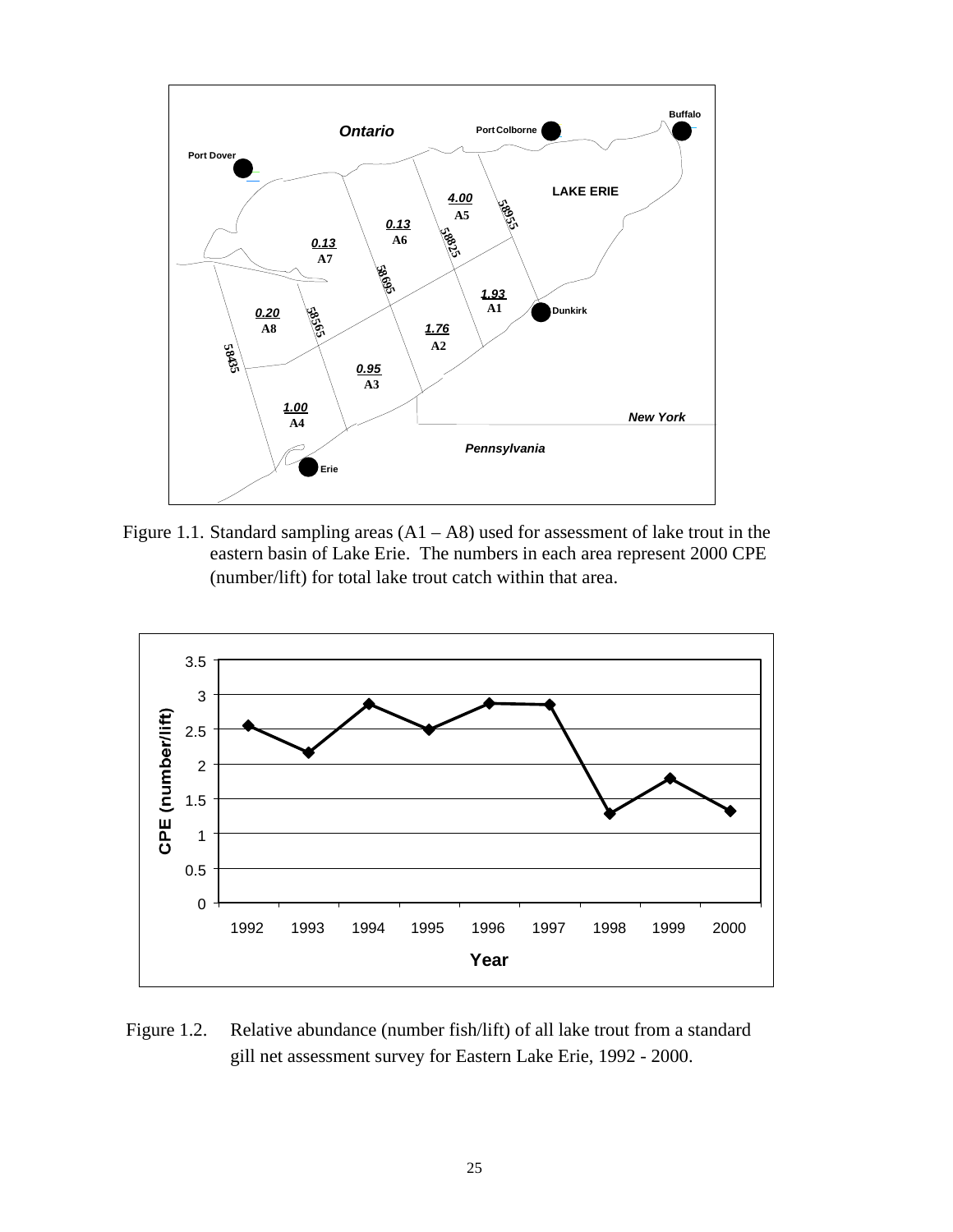Figure 1.1. Standard sampling areas (A1 – A8) used for assessment of lake trout in the eastern basin of Lake Erie. The numbers in each area represent 2000 CPE (number/lift) for total lake trout catch within that area.

Figure 1.2. Relative abundance (number fish/lift) of all lake trout from a standard gill net assessment survey for Eastern Lake Erie, 1992 - 2000.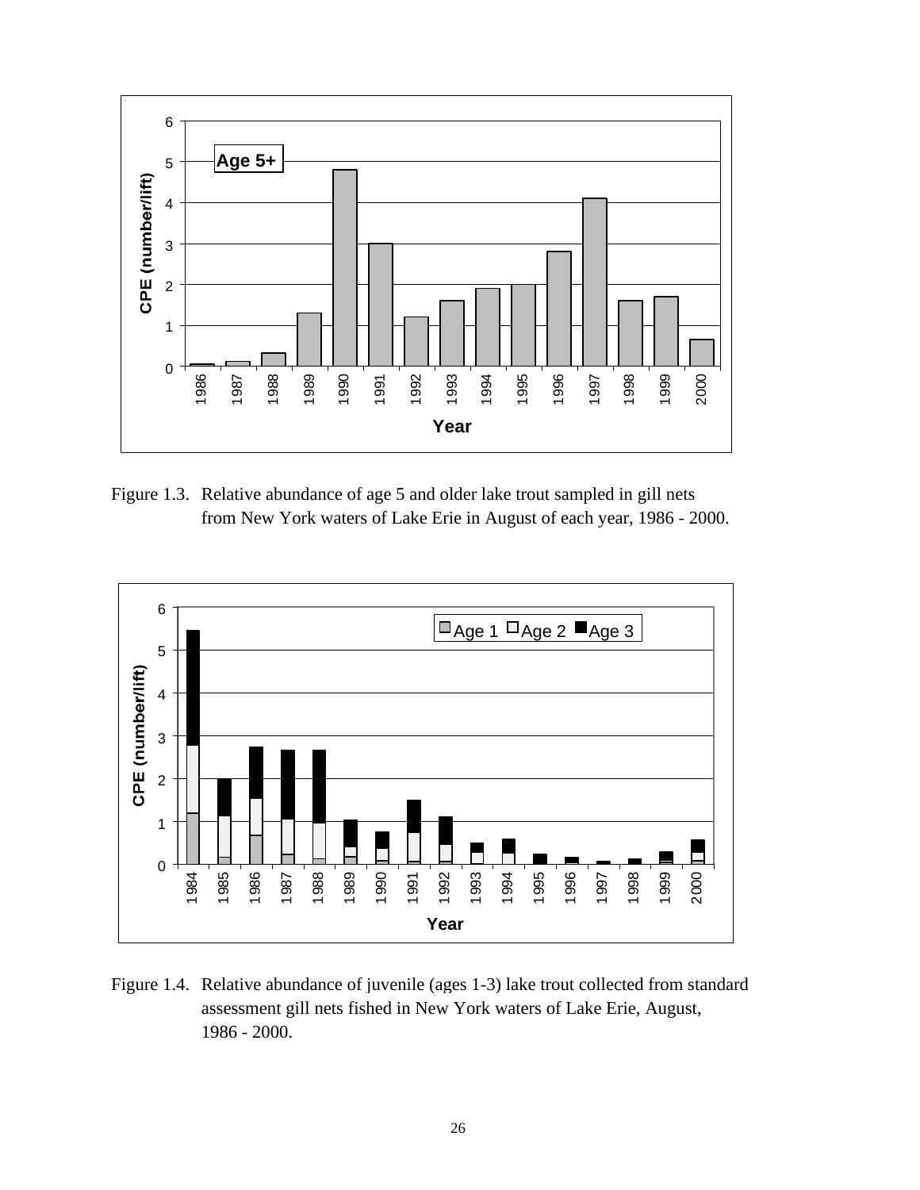Figure 1.3. Relative abundance of age 5 and older lake trout sampled in gill nets from New York waters of Lake Erie in August of each year, 1986 - 2000.

Figure 1.4. Relative abundance of juvenile (ages 1-3) lake trout collected from standard assessment gill nets fished in New York waters of Lake Erie, August, 1986 - 2000.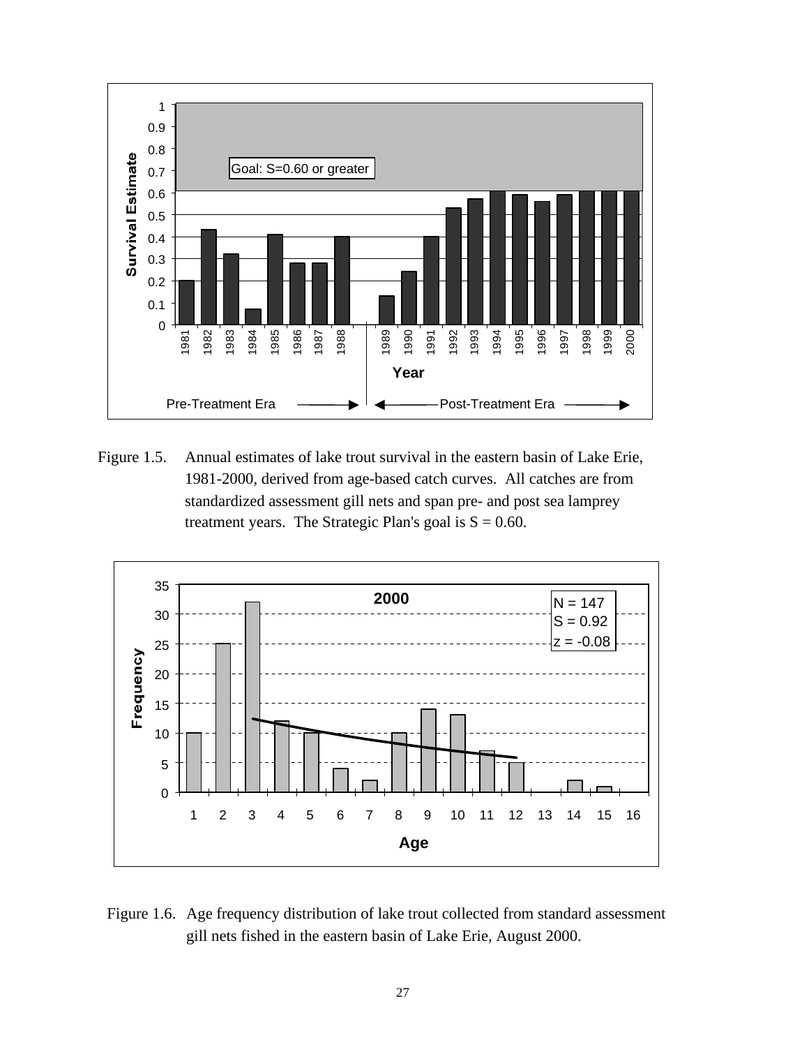Figure 1.5. Annual estimates of lake trout survival in the eastern basin of Lake Erie, 1981-2000, derived from age-based catch curves. All catches are from standardized assessment gill nets and span pre- and post sea lamprey treatment years. The Strategic Plan's goal is S = 0.60.

Figure 1.6. Age frequency distribution of lake trout collected from standard assessment gill nets fished in the eastern basin of Lake Erie, August 2000.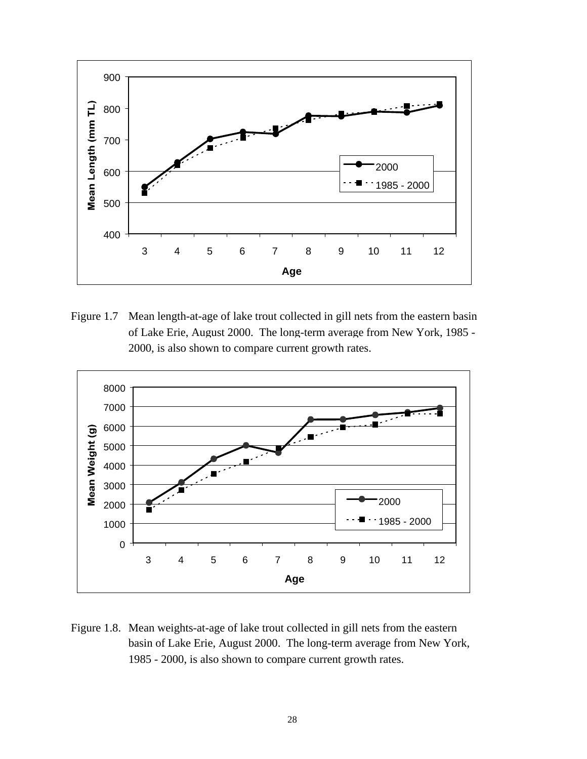Figure 1.7 Mean length-at-age of lake trout collected in gill nets from the eastern basin of Lake Erie, August 2000. The long-term average from New York, 1985 - 2000, is also shown to compare current growth rates.

Figure 1.8. Mean weights-at-age of lake trout collected in gill nets from the eastern basin of Lake Erie, August 2000. The long-term average from New York, 1985 - 2000, is also shown to compare current growth rates.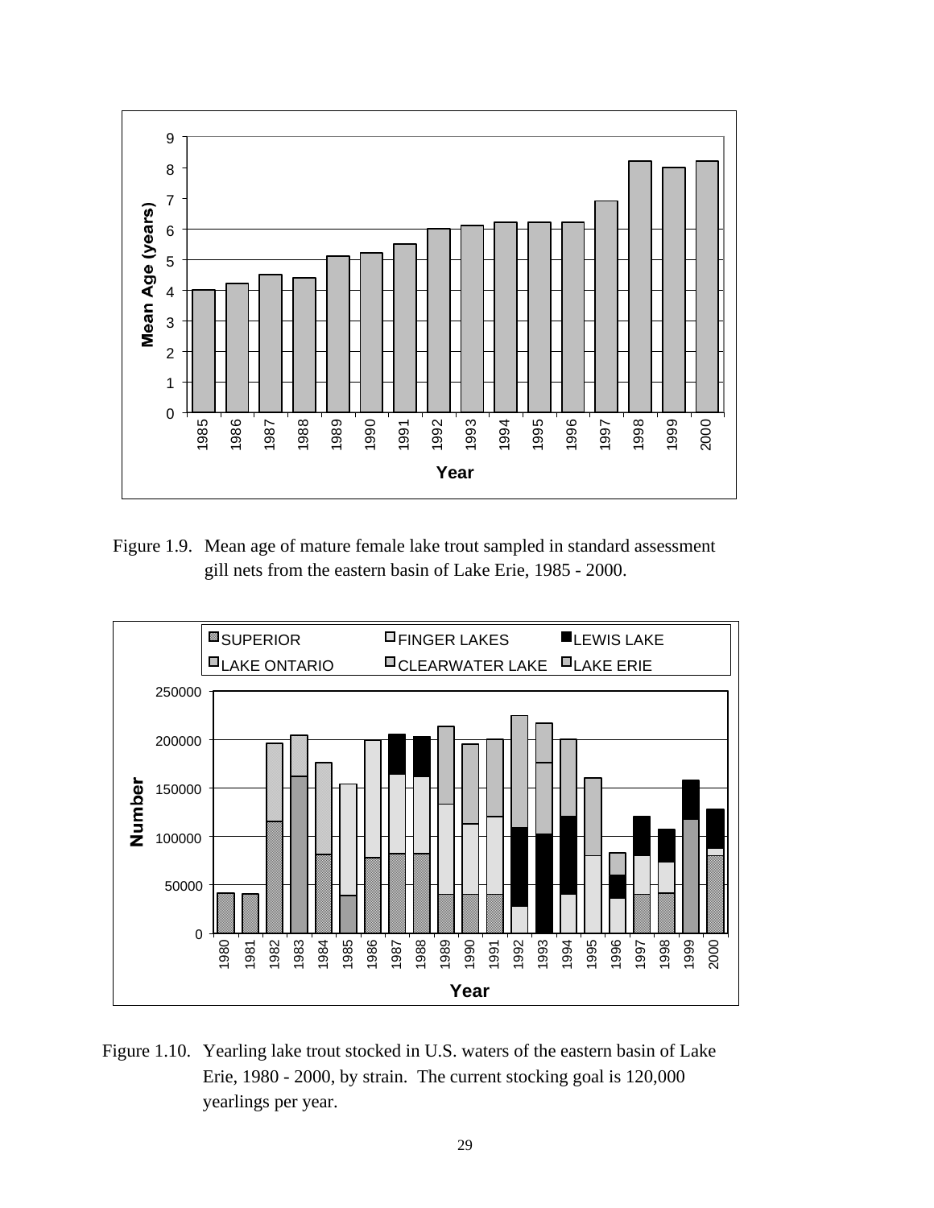Figure 1.9. Mean age of mature female lake trout sampled in standard assessment gill nets from the eastern basin of Lake Erie, 1985 - 2000.

Figure 1.10. Yearling lake trout stocked in U.S. waters of the eastern basin of Lake Erie, 1980 - 2000, by strain. The current stocking goal is 120,000 yearlings per year.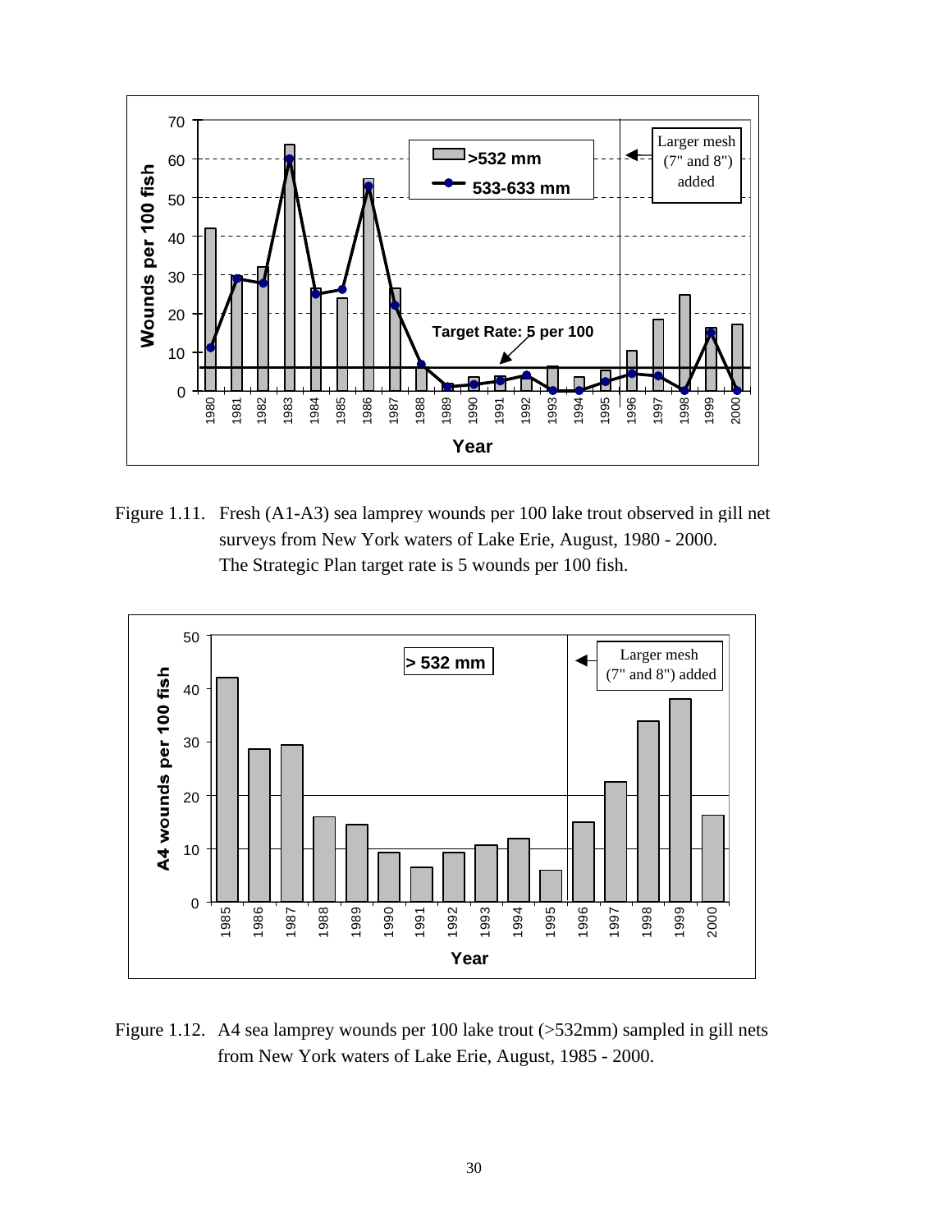Figure 1.11. Fresh (A1-A3) sea lamprey wounds per 100 lake trout observed in gill net surveys from New York waters of Lake Erie, August, 1980 - 2000. The Strategic Plan target rate is 5 wounds per 100 fish.

Figure 1.12. A4 sea lamprey wounds per 100 lake trout (>532mm) sampled in gill nets from New York waters of Lake Erie, August, 1985 - 2000.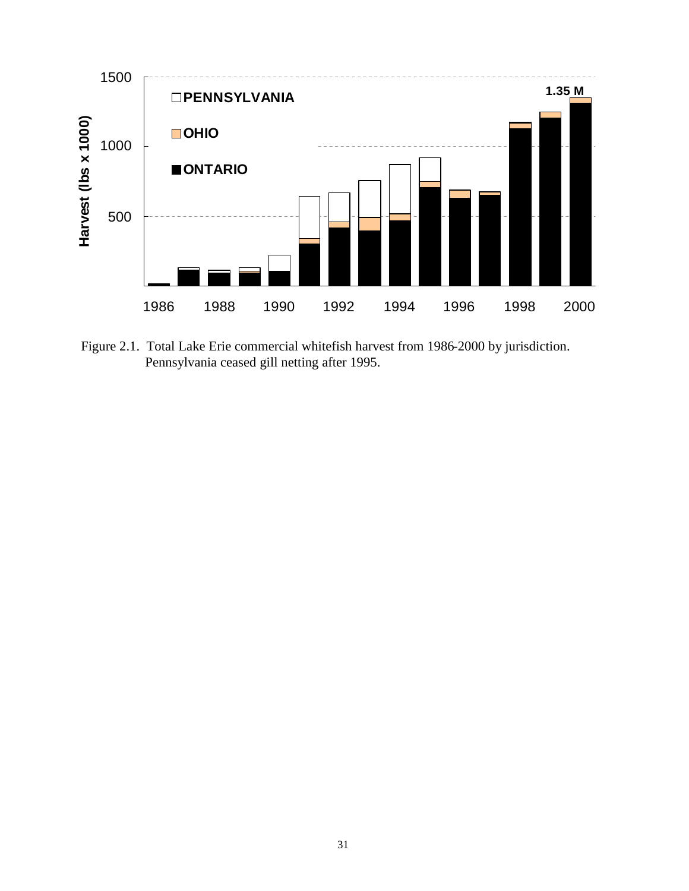Figure 2.1. Total Lake Erie commercial whitefish harvest from 1986-2000 by jurisdiction. Pennsylvania ceased gill netting after 1995.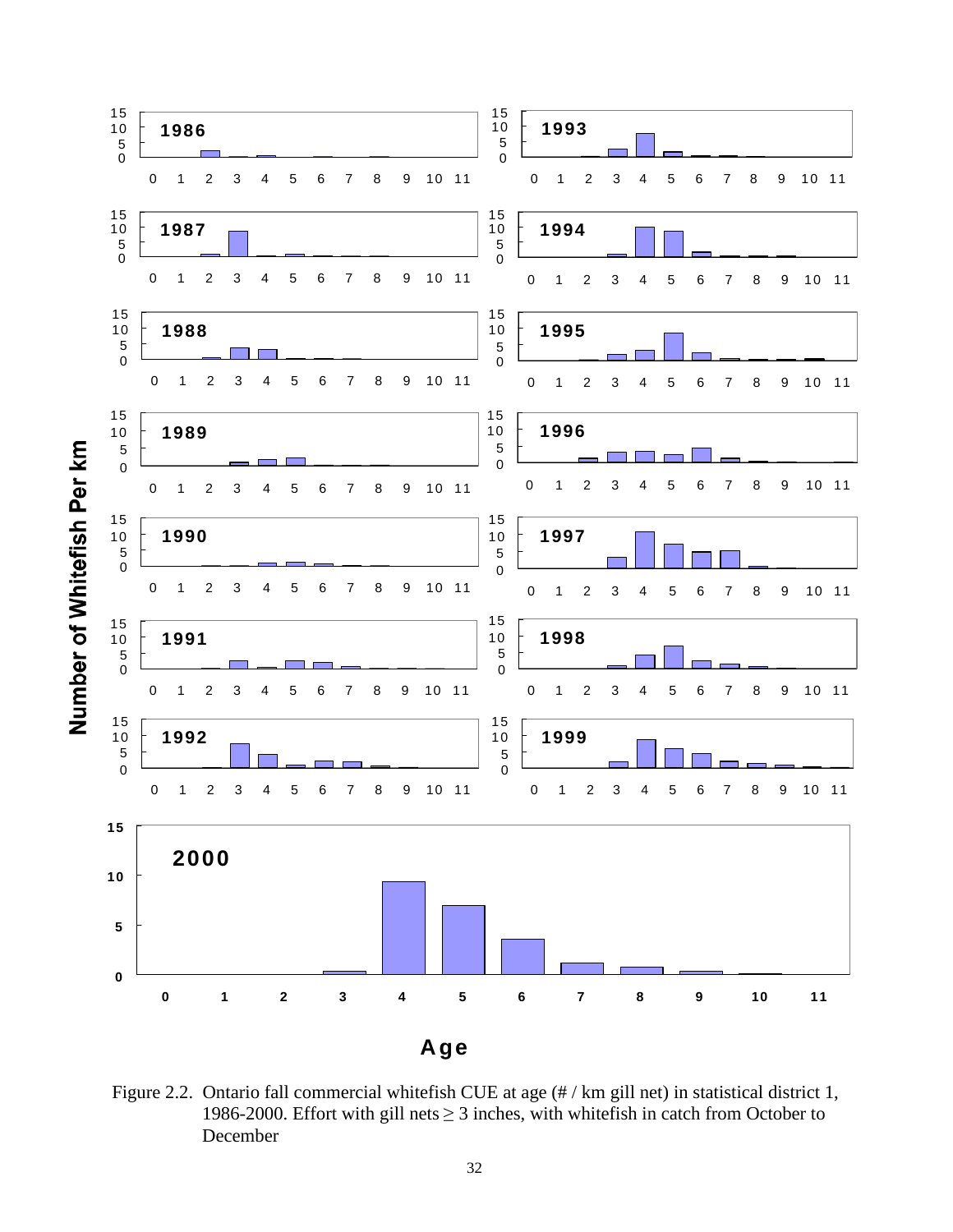Figure 2.2. Ontario fall commercial whitefish CUE at age (# / km gill net) in statistical district 1, 1986-2000. Effort with gill nets ≥ 3 inches, with whitefish in catch from October to December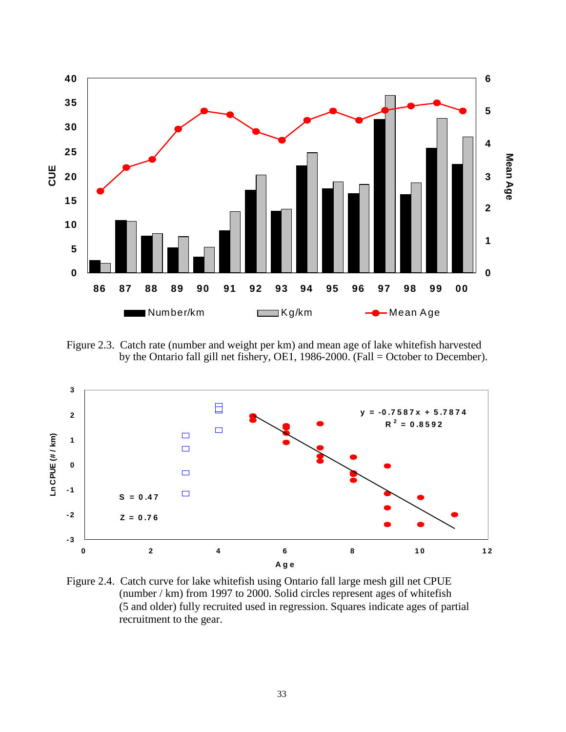Figure 2.3. Catch rate (number and weight per km) and mean age of lake whitefish harvested by the Ontario fall gill net fishery, OE1, 1986-2000. (Fall = October to December).

Figure 2.4. Catch curve for lake whitefish using Ontario fall large mesh gill net CPUE (number / km) from 1997 to 2000. Solid circles represent ages of whitefish (5 and older) fully recruited used in regression. Squares indicate ages of partial recruitment to the gear.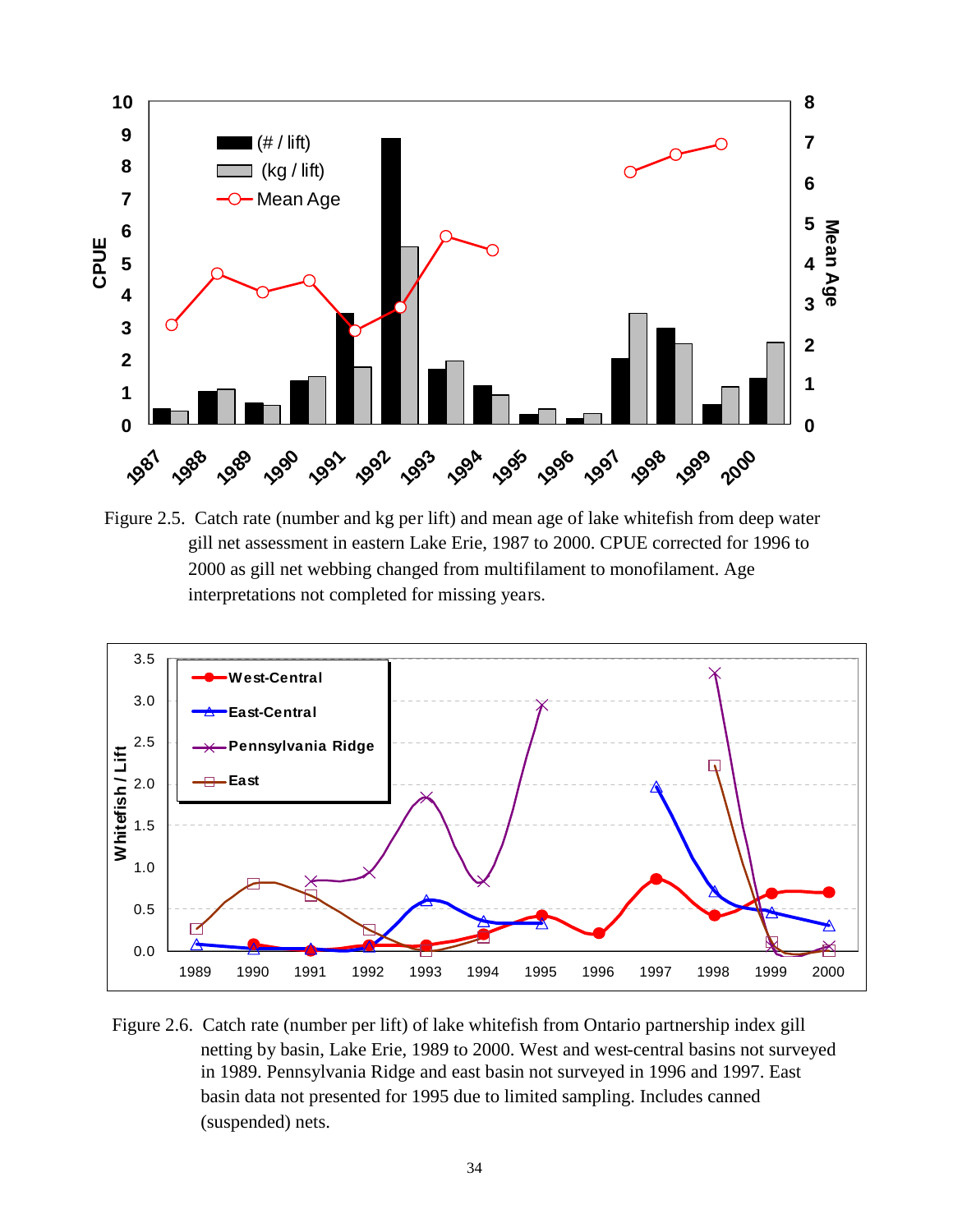Figure 2.5. Catch rate (number and kg per lift) and mean age of lake whitefish from deep water gill net assessment in eastern Lake Erie, 1987 to 2000. CPUE corrected for 1996 to 2000 as gill net webbing changed from multifilament to monofilament. Age interpretations not completed for missing years.

Figure 2.6. Catch rate (number per lift) of lake whitefish from Ontario partnership index gill netting by basin, Lake Erie, 1989 to 2000. West and west-central basins not surveyed in 1989. Pennsylvania Ridge and east basin not surveyed in 1996 and 1997. East basin data not presented for 1995 due to limited sampling. Includes canned (suspended) nets.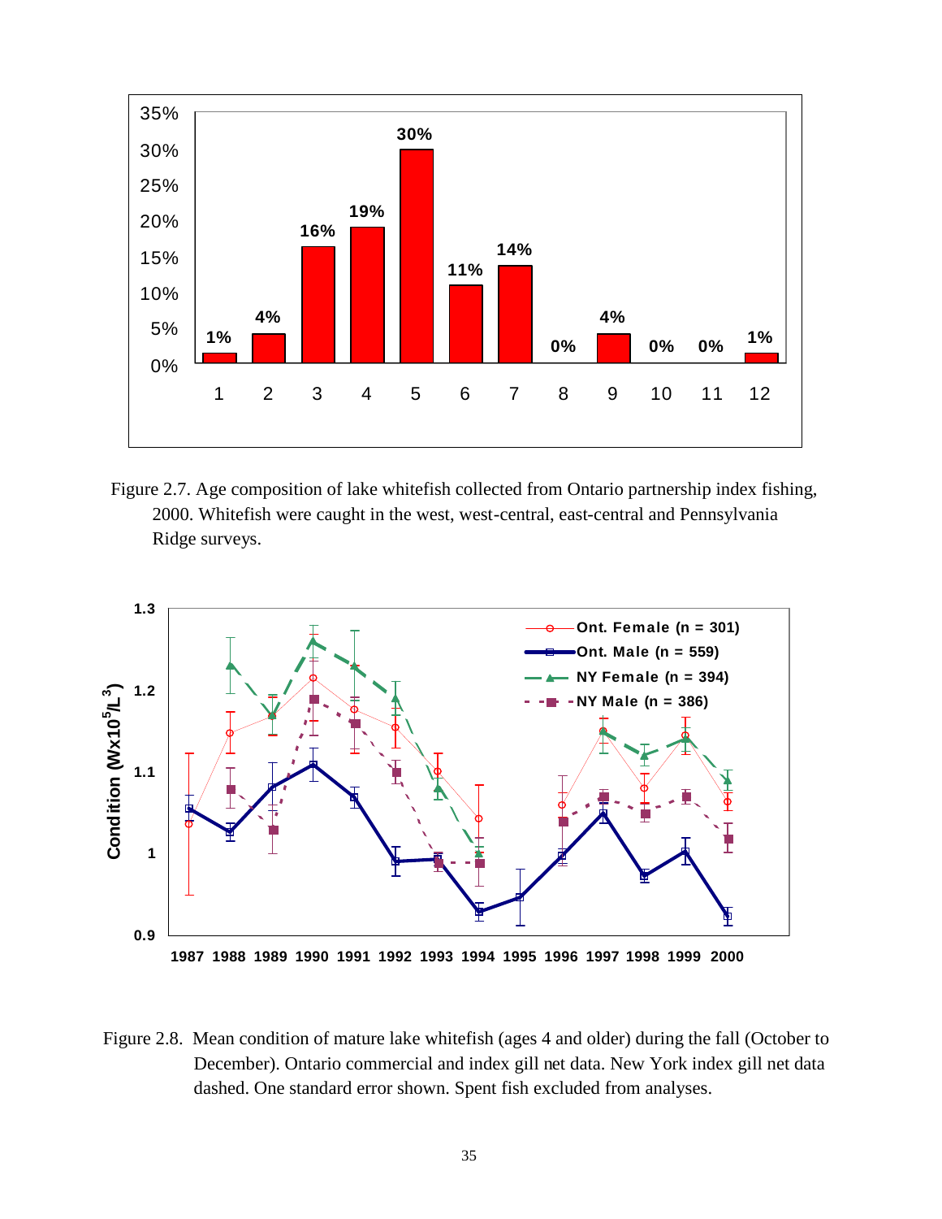Figure 2.7. Age composition of lake whitefish collected from Ontario partnership index fishing, 2000. Whitefish were caught in the west, west-central, east-central and Pennsylvania Ridge surveys.

Figure 2.8. Mean condition of mature lake whitefish (ages 4 and older) during the fall (October to December). Ontario commercial and index gill net data. New York index gill net data dashed. One standard error shown. Spent fish excluded from analyses.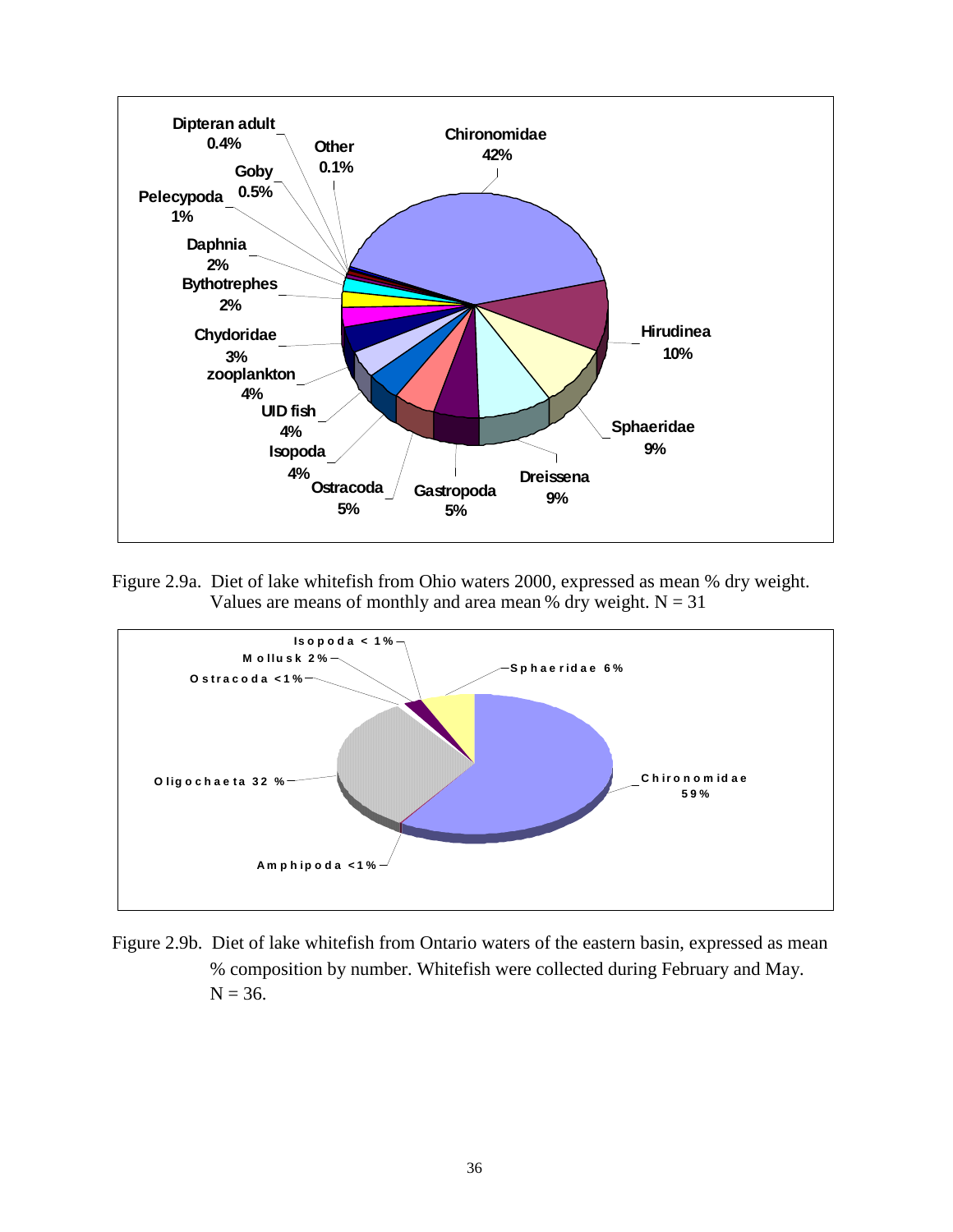Figure 2.9a. Diet of lake whitefish from Ohio waters 2000, expressed as mean % dry weight. Values are means of monthly and area mean % dry weight. N = 31

Figure 2.9b. Diet of lake whitefish from Ontario waters of the eastern basin, expressed as mean % composition by number. Whitefish were collected during February and May. N = 36.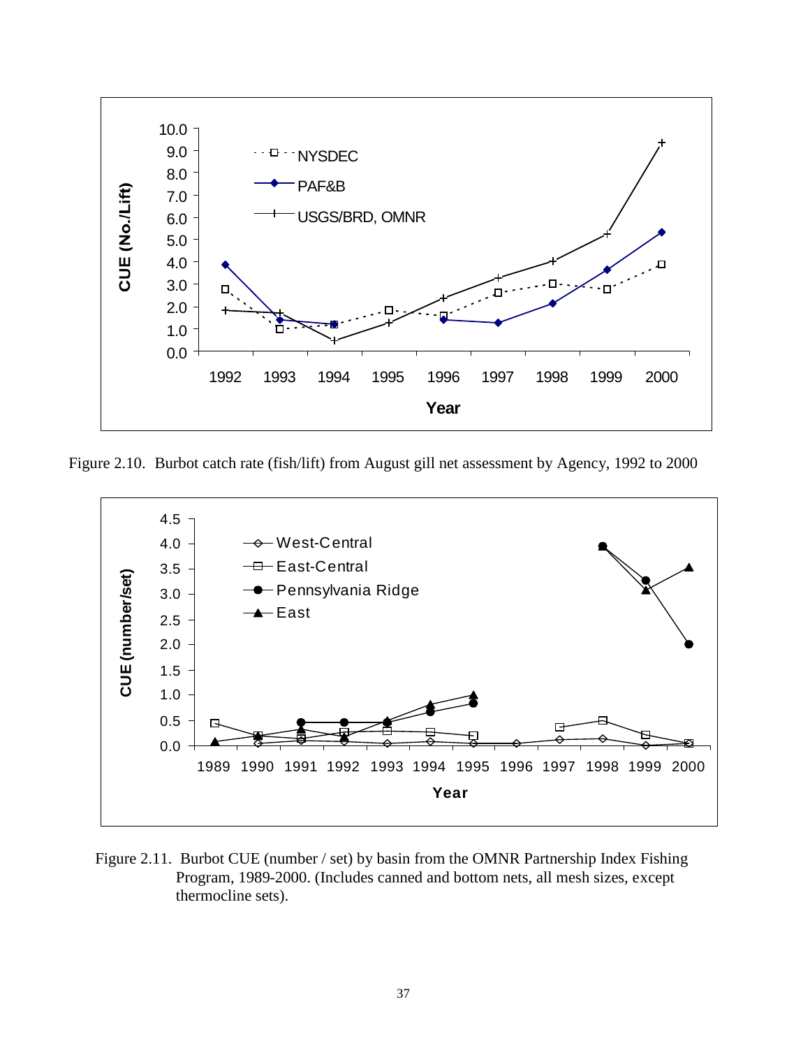Figure 2.10. Burbot catch rate (fish/lift) from August gill net assessment by Agency, 1992 to 2000

Figure 2.11. Burbot CUE (number / set) by basin from the OMNR Partnership Index Fishing Program, 1989-2000. (Includes canned and bottom nets, all mesh sizes, except thermocline sets).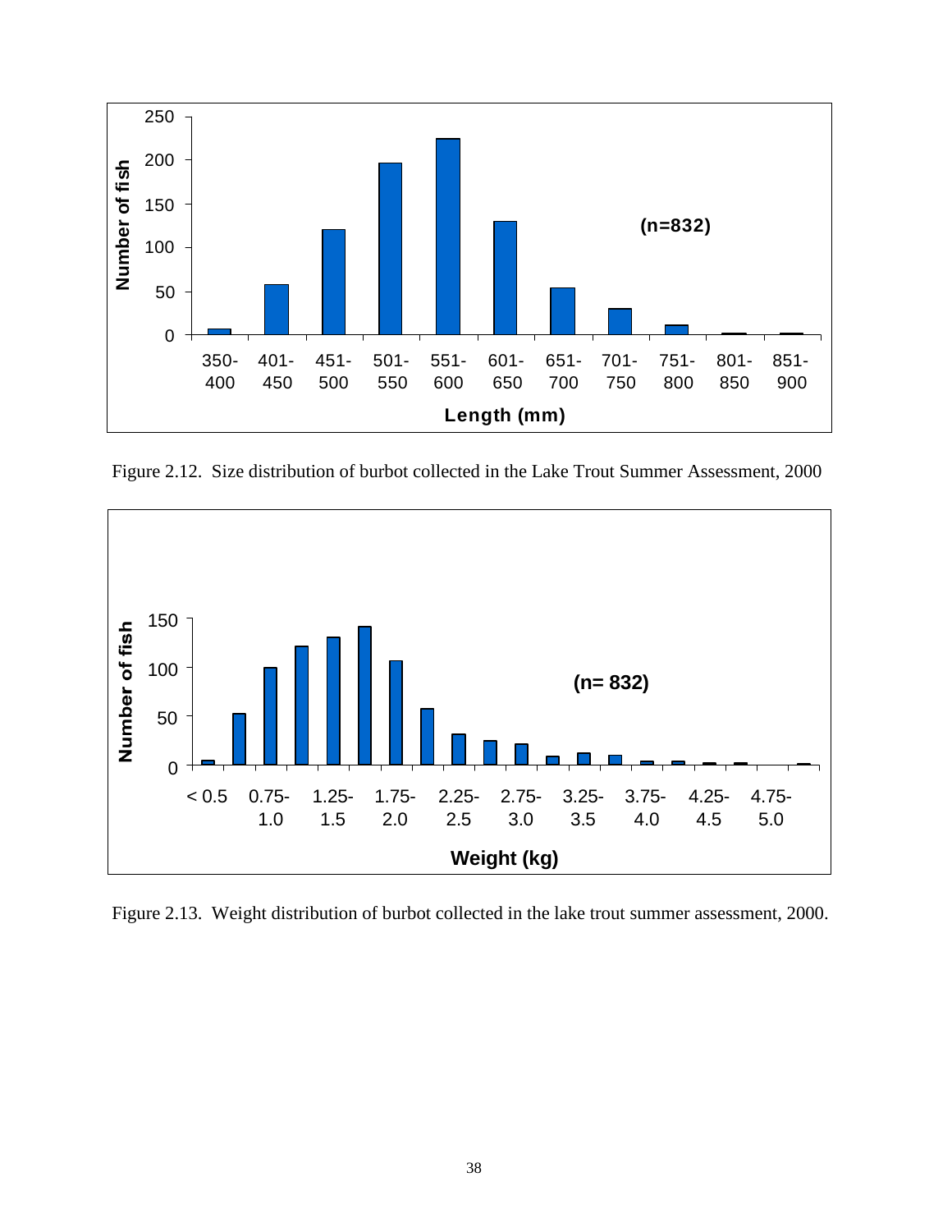Figure 2.12. Size distribution of burbot collected in the Lake Trout Summer Assessment, 2000

Figure 2.13. Weight distribution of burbot collected in the lake trout summer assessment, 2000.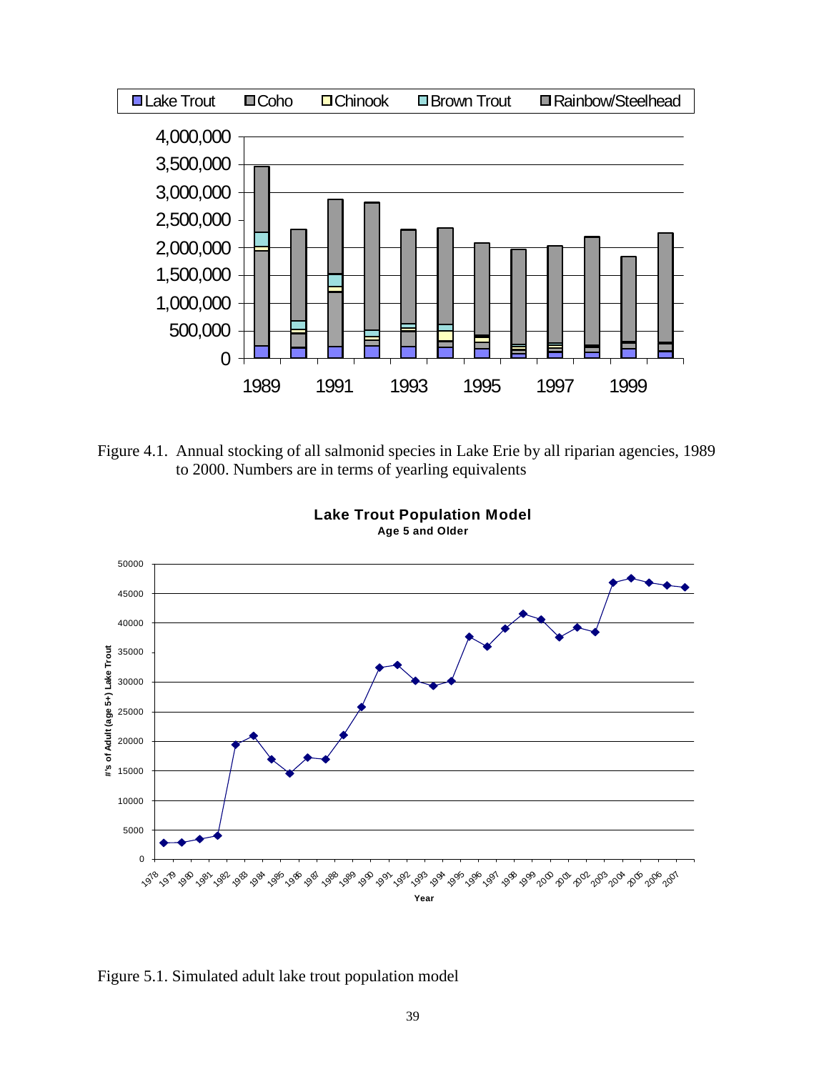Figure 4.1. Annual stocking of all salmonid species in Lake Erie by all riparian agencies, 1989 to 2000. Numbers are in terms of yearling equivalents

Figure 5.1. Simulated adult lake trout population model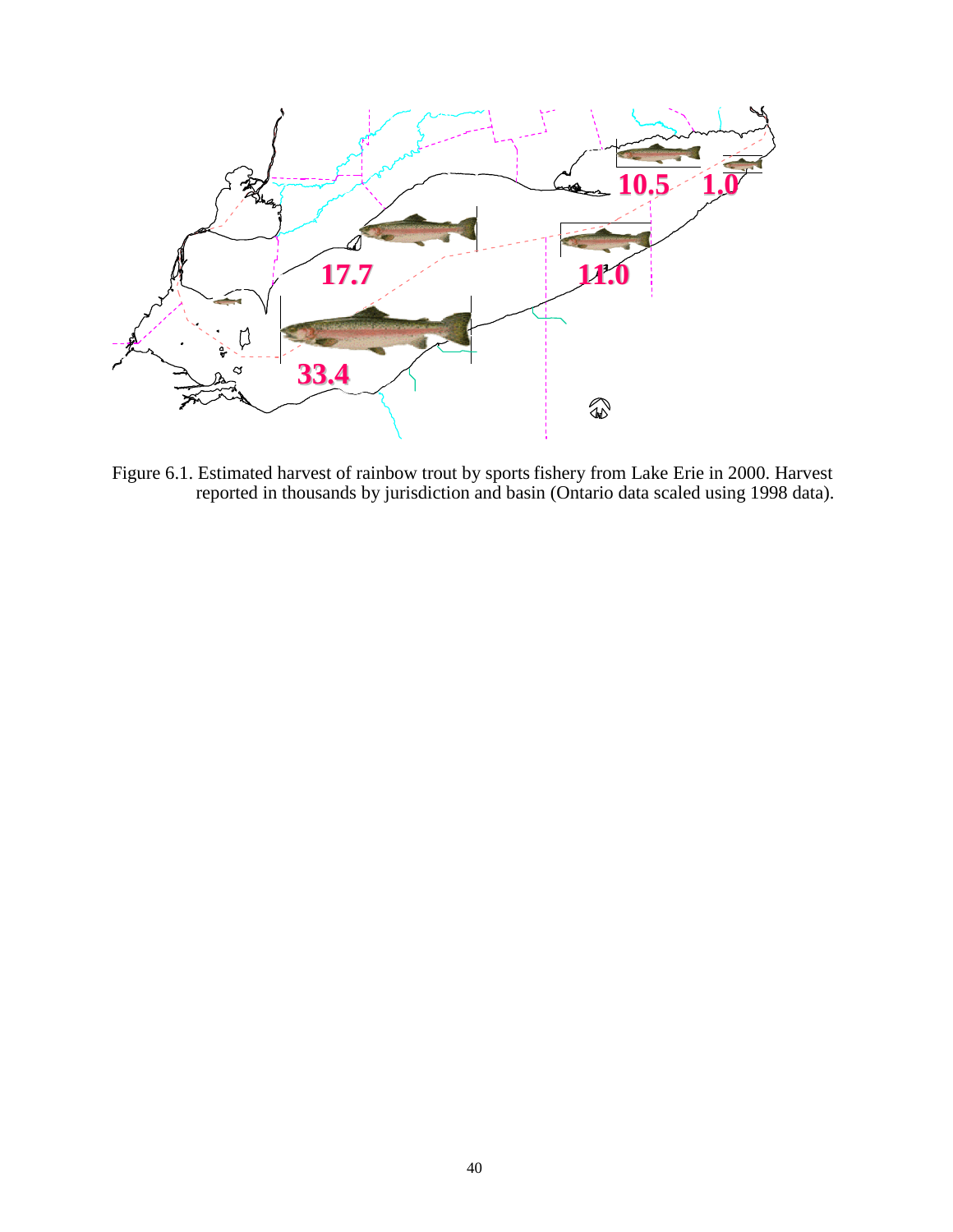10.5

1.0

17.7

11.0

33.4

Figure 6.1. Estimated harvest of rainbow trout by sports fishery from Lake Erie in 2000. Harvest reported in thousands by jurisdiction and basin (Ontario data scaled using 1998 data).